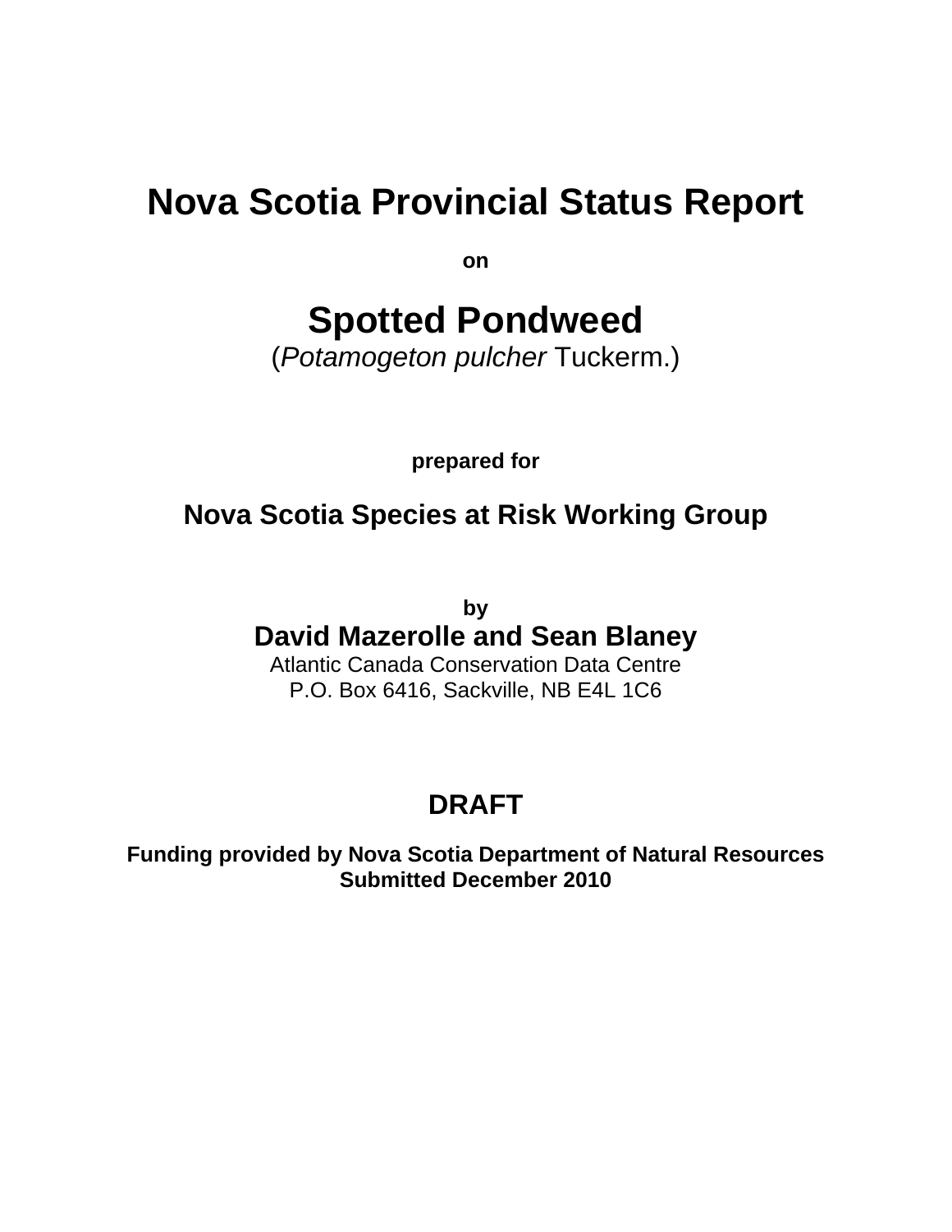# Nova Scotia Provincial Status Report

**on**

# Spotted Pondweed

(*Potamogeton pulcher* Tuckerm.)

**prepared for**

## Nova Scotia Species at Risk Working Group

**by**

**David Mazerolle and Sean Blaney**

Atlantic Canada Conservation Data Centre
P.O. Box 6416, Sackville, NB E4L 1C6

## DRAFT

**Funding provided by Nova Scotia Department of Natural Resources**
**Submitted December 2010**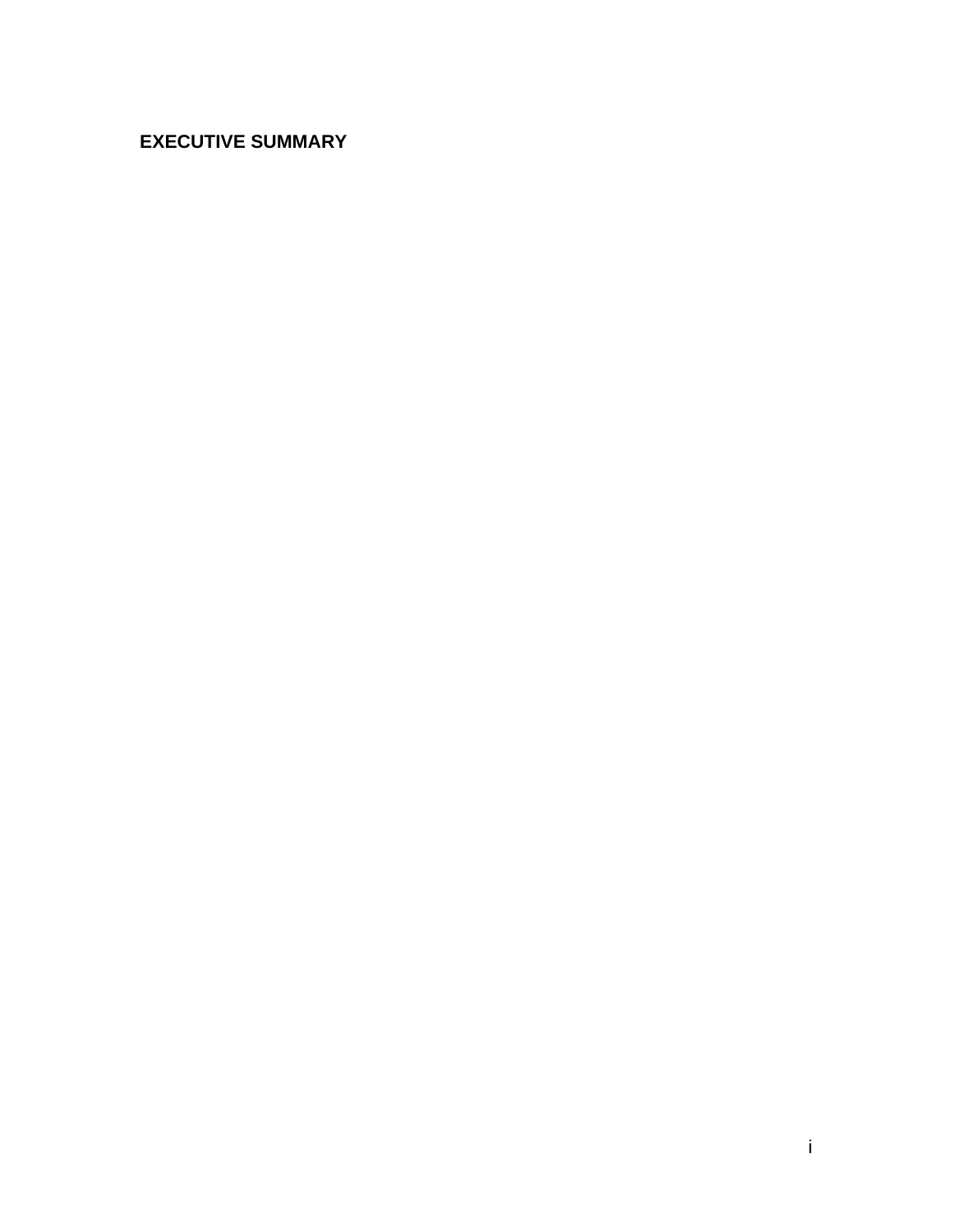## EXECUTIVE SUMMARY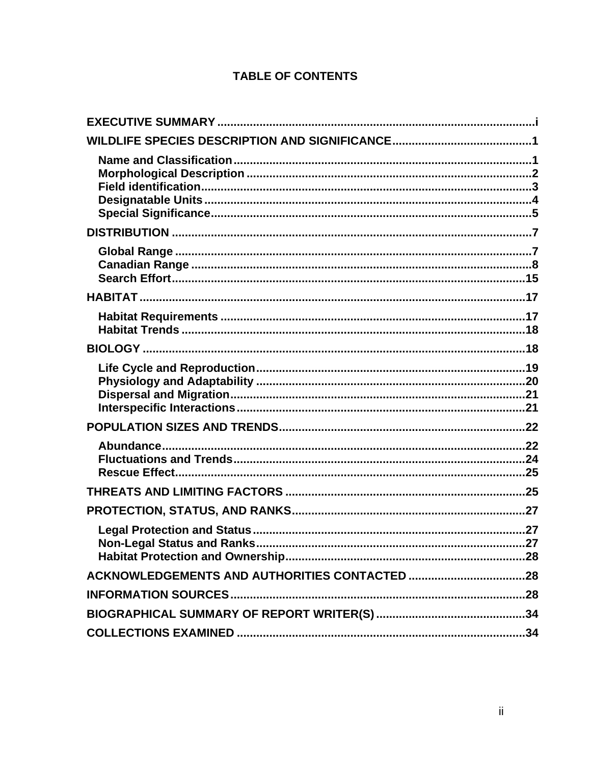# TABLE OF CONTENTS

**EXECUTIVE SUMMARY** ........................................................................................ i

**WILDLIFE SPECIES DESCRIPTION AND SIGNIFICANCE** .......................................... 1

- **Name and Classification** ............................................................................ 1
- **Morphological Description** ......................................................................... 2
- **Field identification** ..................................................................................... 3
- **Designatable Units** ..................................................................................... 4
- **Special Significance** ................................................................................... 5

**DISTRIBUTION** .................................................................................................. 7

- **Global Range** ............................................................................................. 7
- **Canadian Range** ......................................................................................... 8
- **Search Effort** ............................................................................................ 15

**HABITAT** ......................................................................................................... 17

- **Habitat Requirements** ............................................................................... 17
- **Habitat Trends** .......................................................................................... 18

**BIOLOGY** ......................................................................................................... 18

- **Life Cycle and Reproduction** ...................................................................... 19
- **Physiology and Adaptability** ...................................................................... 20
- **Dispersal and Migration** ............................................................................ 21
- **Interspecific Interactions** .......................................................................... 21

**POPULATION SIZES AND TRENDS** ..................................................................... 22

- **Abundance** ................................................................................................ 22
- **Fluctuations and Trends** ............................................................................ 24
- **Rescue Effect** ............................................................................................ 25

**THREATS AND LIMITING FACTORS** ................................................................... 25

**PROTECTION, STATUS, AND RANKS** ................................................................... 27

- **Legal Protection and Status** ....................................................................... 27
- **Non-Legal Status and Ranks** ...................................................................... 27
- **Habitat Protection and Ownership** ............................................................. 28

**ACKNOWLEDGEMENTS AND AUTHORITIES CONTACTED** .................................... 28

**INFORMATION SOURCES** .................................................................................. 28

**BIOGRAPHICAL SUMMARY OF REPORT WRITER(S)** ............................................ 34

**COLLECTIONS EXAMINED** ................................................................................ 34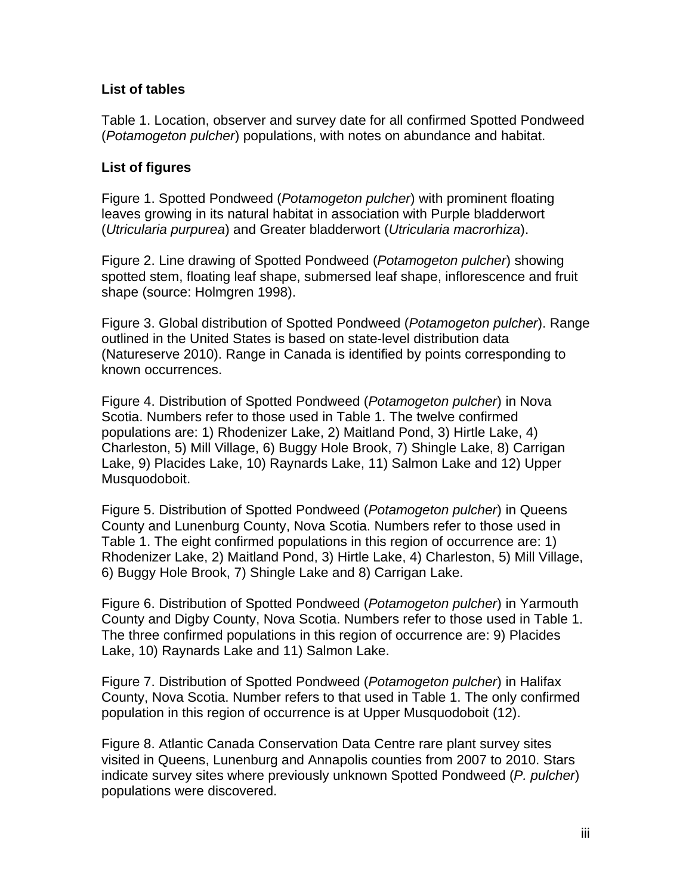**List of tables**

Table 1. Location, observer and survey date for all confirmed Spotted Pondweed (*Potamogeton pulcher*) populations, with notes on abundance and habitat.

**List of figures**

Figure 1. Spotted Pondweed (*Potamogeton pulcher*) with prominent floating leaves growing in its natural habitat in association with Purple bladderwort (*Utricularia purpurea*) and Greater bladderwort (*Utricularia macrorhiza*).

Figure 2. Line drawing of Spotted Pondweed (*Potamogeton pulcher*) showing spotted stem, floating leaf shape, submersed leaf shape, inflorescence and fruit shape (source: Holmgren 1998).

Figure 3. Global distribution of Spotted Pondweed (*Potamogeton pulcher*). Range outlined in the United States is based on state-level distribution data (Natureserve 2010). Range in Canada is identified by points corresponding to known occurrences.

Figure 4. Distribution of Spotted Pondweed (*Potamogeton pulcher*) in Nova Scotia. Numbers refer to those used in Table 1. The twelve confirmed populations are: 1) Rhodenizer Lake, 2) Maitland Pond, 3) Hirtle Lake, 4) Charleston, 5) Mill Village, 6) Buggy Hole Brook, 7) Shingle Lake, 8) Carrigan Lake, 9) Placides Lake, 10) Raynards Lake, 11) Salmon Lake and 12) Upper Musquodoboit.

Figure 5. Distribution of Spotted Pondweed (*Potamogeton pulcher*) in Queens County and Lunenburg County, Nova Scotia. Numbers refer to those used in Table 1. The eight confirmed populations in this region of occurrence are: 1) Rhodenizer Lake, 2) Maitland Pond, 3) Hirtle Lake, 4) Charleston, 5) Mill Village, 6) Buggy Hole Brook, 7) Shingle Lake and 8) Carrigan Lake.

Figure 6. Distribution of Spotted Pondweed (*Potamogeton pulcher*) in Yarmouth County and Digby County, Nova Scotia. Numbers refer to those used in Table 1. The three confirmed populations in this region of occurrence are: 9) Placides Lake, 10) Raynards Lake and 11) Salmon Lake.

Figure 7. Distribution of Spotted Pondweed (*Potamogeton pulcher*) in Halifax County, Nova Scotia. Number refers to that used in Table 1. The only confirmed population in this region of occurrence is at Upper Musquodoboit (12).

Figure 8. Atlantic Canada Conservation Data Centre rare plant survey sites visited in Queens, Lunenburg and Annapolis counties from 2007 to 2010. Stars indicate survey sites where previously unknown Spotted Pondweed (*P. pulcher*) populations were discovered.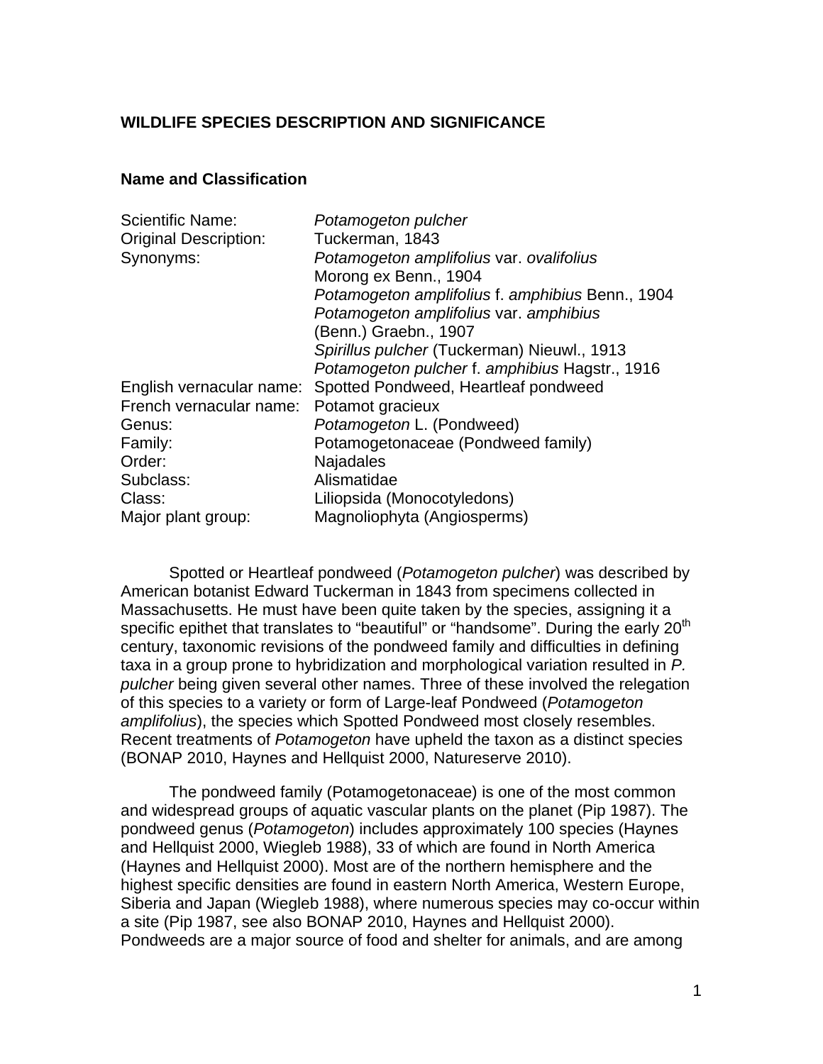## WILDLIFE SPECIES DESCRIPTION AND SIGNIFICANCE

### Name and Classification

| | |
|---|---|
| Scientific Name: | *Potamogeton pulcher* |
| Original Description: | Tuckerman, 1843 |
| Synonyms: | *Potamogeton amplifolius* var. *ovalifolius* Morong ex Benn., 1904<br>*Potamogeton amplifolius* f. *amphibius* Benn., 1904<br>*Potamogeton amplifolius* var. *amphibius* (Benn.) Graebn., 1907<br>*Spirillus pulcher* (Tuckerman) Nieuwl., 1913<br>*Potamogeton pulcher* f. *amphibius* Hagstr., 1916 |
| English vernacular name: | Spotted Pondweed, Heartleaf pondweed |
| French vernacular name: | Potamot gracieux |
| Genus: | *Potamogeton* L. (Pondweed) |
| Family: | Potamogetonaceae (Pondweed family) |
| Order: | Najadales |
| Subclass: | Alismatidae |
| Class: | Liliopsida (Monocotyledons) |
| Major plant group: | Magnoliophyta (Angiosperms) |

Spotted or Heartleaf pondweed (*Potamogeton pulcher*) was described by American botanist Edward Tuckerman in 1843 from specimens collected in Massachusetts. He must have been quite taken by the species, assigning it a specific epithet that translates to "beautiful" or "handsome". During the early 20th century, taxonomic revisions of the pondweed family and difficulties in defining taxa in a group prone to hybridization and morphological variation resulted in *P. pulcher* being given several other names. Three of these involved the relegation of this species to a variety or form of Large-leaf Pondweed (*Potamogeton amplifolius*), the species which Spotted Pondweed most closely resembles. Recent treatments of *Potamogeton* have upheld the taxon as a distinct species (BONAP 2010, Haynes and Hellquist 2000, Natureserve 2010).

The pondweed family (Potamogetonaceae) is one of the most common and widespread groups of aquatic vascular plants on the planet (Pip 1987). The pondweed genus (*Potamogeton*) includes approximately 100 species (Haynes and Hellquist 2000, Wiegleb 1988), 33 of which are found in North America (Haynes and Hellquist 2000). Most are of the northern hemisphere and the highest specific densities are found in eastern North America, Western Europe, Siberia and Japan (Wiegleb 1988), where numerous species may co-occur within a site (Pip 1987, see also BONAP 2010, Haynes and Hellquist 2000). Pondweeds are a major source of food and shelter for animals, and are among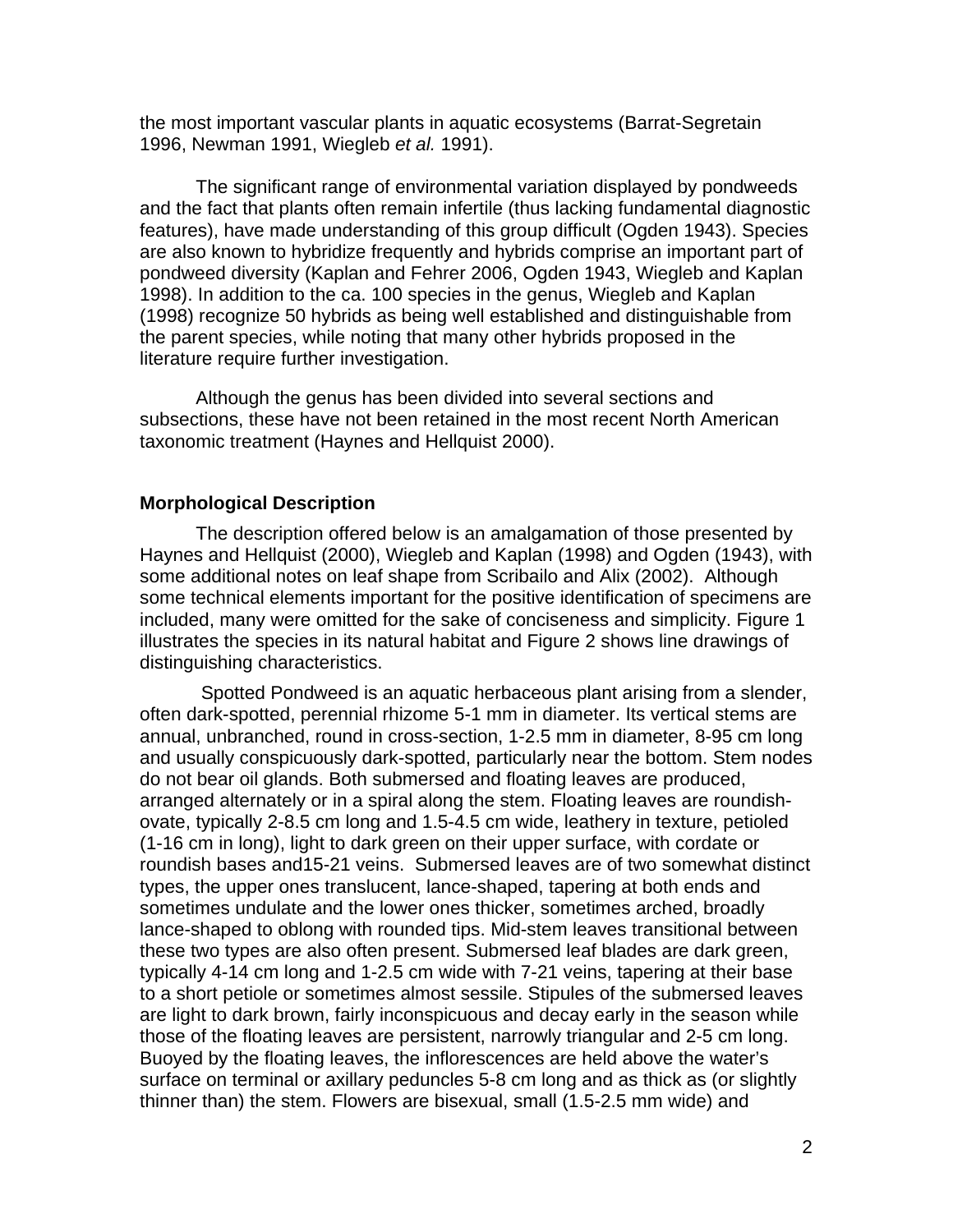the most important vascular plants in aquatic ecosystems (Barrat-Segretain 1996, Newman 1991, Wiegleb *et al.* 1991).

The significant range of environmental variation displayed by pondweeds and the fact that plants often remain infertile (thus lacking fundamental diagnostic features), have made understanding of this group difficult (Ogden 1943). Species are also known to hybridize frequently and hybrids comprise an important part of pondweed diversity (Kaplan and Fehrer 2006, Ogden 1943, Wiegleb and Kaplan 1998). In addition to the ca. 100 species in the genus, Wiegleb and Kaplan (1998) recognize 50 hybrids as being well established and distinguishable from the parent species, while noting that many other hybrids proposed in the literature require further investigation.

Although the genus has been divided into several sections and subsections, these have not been retained in the most recent North American taxonomic treatment (Haynes and Hellquist 2000).

### Morphological Description

The description offered below is an amalgamation of those presented by Haynes and Hellquist (2000), Wiegleb and Kaplan (1998) and Ogden (1943), with some additional notes on leaf shape from Scribailo and Alix (2002). Although some technical elements important for the positive identification of specimens are included, many were omitted for the sake of conciseness and simplicity. Figure 1 illustrates the species in its natural habitat and Figure 2 shows line drawings of distinguishing characteristics.

Spotted Pondweed is an aquatic herbaceous plant arising from a slender, often dark-spotted, perennial rhizome 5-1 mm in diameter. Its vertical stems are annual, unbranched, round in cross-section, 1-2.5 mm in diameter, 8-95 cm long and usually conspicuously dark-spotted, particularly near the bottom. Stem nodes do not bear oil glands. Both submersed and floating leaves are produced, arranged alternately or in a spiral along the stem. Floating leaves are roundish-ovate, typically 2-8.5 cm long and 1.5-4.5 cm wide, leathery in texture, petioled (1-16 cm in long), light to dark green on their upper surface, with cordate or roundish bases and15-21 veins. Submersed leaves are of two somewhat distinct types, the upper ones translucent, lance-shaped, tapering at both ends and sometimes undulate and the lower ones thicker, sometimes arched, broadly lance-shaped to oblong with rounded tips. Mid-stem leaves transitional between these two types are also often present. Submersed leaf blades are dark green, typically 4-14 cm long and 1-2.5 cm wide with 7-21 veins, tapering at their base to a short petiole or sometimes almost sessile. Stipules of the submersed leaves are light to dark brown, fairly inconspicuous and decay early in the season while those of the floating leaves are persistent, narrowly triangular and 2-5 cm long. Buoyed by the floating leaves, the inflorescences are held above the water's surface on terminal or axillary peduncles 5-8 cm long and as thick as (or slightly thinner than) the stem. Flowers are bisexual, small (1.5-2.5 mm wide) and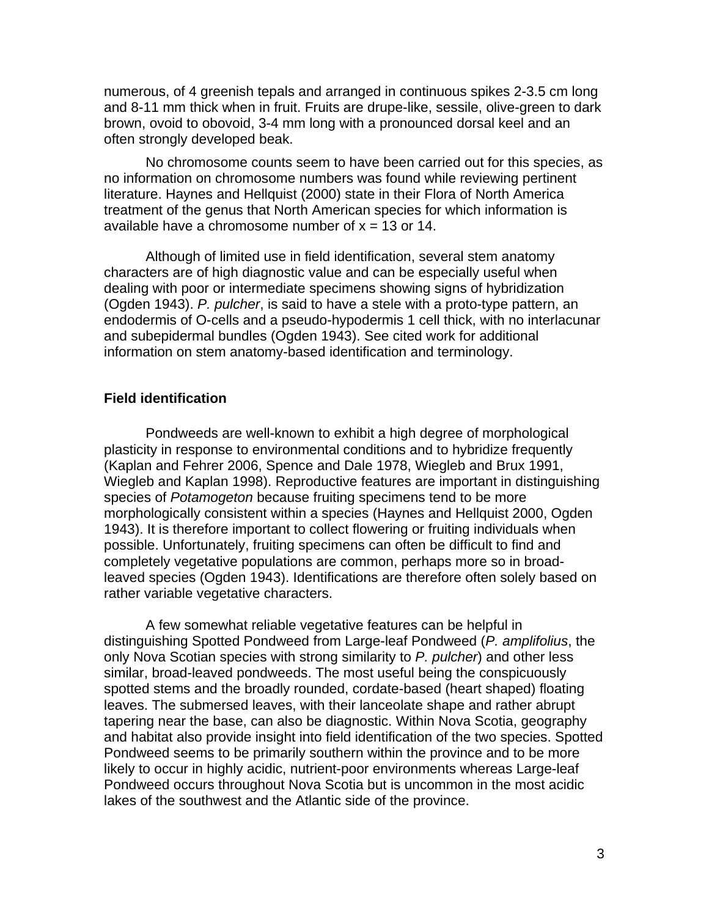numerous, of 4 greenish tepals and arranged in continuous spikes 2-3.5 cm long and 8-11 mm thick when in fruit. Fruits are drupe-like, sessile, olive-green to dark brown, ovoid to obovoid, 3-4 mm long with a pronounced dorsal keel and an often strongly developed beak.

No chromosome counts seem to have been carried out for this species, as no information on chromosome numbers was found while reviewing pertinent literature. Haynes and Hellquist (2000) state in their Flora of North America treatment of the genus that North American species for which information is available have a chromosome number of $x = 13$ or 14.

Although of limited use in field identification, several stem anatomy characters are of high diagnostic value and can be especially useful when dealing with poor or intermediate specimens showing signs of hybridization (Ogden 1943). *P. pulcher*, is said to have a stele with a proto-type pattern, an endodermis of O-cells and a pseudo-hypodermis 1 cell thick, with no interlacunar and subepidermal bundles (Ogden 1943). See cited work for additional information on stem anatomy-based identification and terminology.

### Field identification

Pondweeds are well-known to exhibit a high degree of morphological plasticity in response to environmental conditions and to hybridize frequently (Kaplan and Fehrer 2006, Spence and Dale 1978, Wiegleb and Brux 1991, Wiegleb and Kaplan 1998). Reproductive features are important in distinguishing species of *Potamogeton* because fruiting specimens tend to be more morphologically consistent within a species (Haynes and Hellquist 2000, Ogden 1943). It is therefore important to collect flowering or fruiting individuals when possible. Unfortunately, fruiting specimens can often be difficult to find and completely vegetative populations are common, perhaps more so in broad-leaved species (Ogden 1943). Identifications are therefore often solely based on rather variable vegetative characters.

A few somewhat reliable vegetative features can be helpful in distinguishing Spotted Pondweed from Large-leaf Pondweed (*P. amplifolius*, the only Nova Scotian species with strong similarity to *P. pulcher*) and other less similar, broad-leaved pondweeds. The most useful being the conspicuously spotted stems and the broadly rounded, cordate-based (heart shaped) floating leaves. The submersed leaves, with their lanceolate shape and rather abrupt tapering near the base, can also be diagnostic. Within Nova Scotia, geography and habitat also provide insight into field identification of the two species. Spotted Pondweed seems to be primarily southern within the province and to be more likely to occur in highly acidic, nutrient-poor environments whereas Large-leaf Pondweed occurs throughout Nova Scotia but is uncommon in the most acidic lakes of the southwest and the Atlantic side of the province.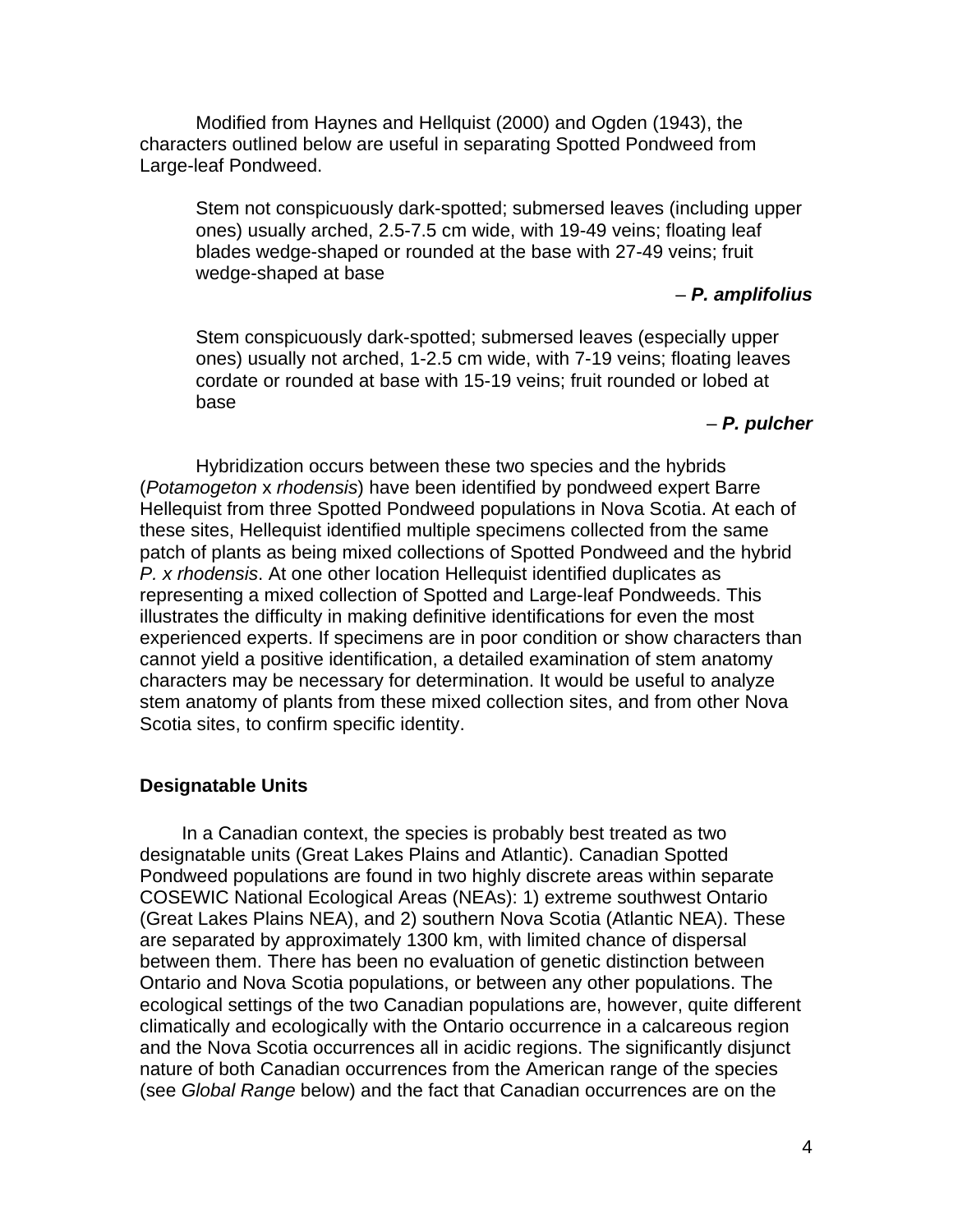Modified from Haynes and Hellquist (2000) and Ogden (1943), the characters outlined below are useful in separating Spotted Pondweed from Large-leaf Pondweed.

> Stem not conspicuously dark-spotted; submersed leaves (including upper ones) usually arched, 2.5-7.5 cm wide, with 19-49 veins; floating leaf blades wedge-shaped or rounded at the base with 27-49 veins; fruit wedge-shaped at base
>
> – ***P. amplifolius***
>
> Stem conspicuously dark-spotted; submersed leaves (especially upper ones) usually not arched, 1-2.5 cm wide, with 7-19 veins; floating leaves cordate or rounded at base with 15-19 veins; fruit rounded or lobed at base
>
> – ***P. pulcher***

Hybridization occurs between these two species and the hybrids (*Potamogeton* x *rhodensis*) have been identified by pondweed expert Barre Hellequist from three Spotted Pondweed populations in Nova Scotia. At each of these sites, Hellequist identified multiple specimens collected from the same patch of plants as being mixed collections of Spotted Pondweed and the hybrid *P. x rhodensis*. At one other location Hellequist identified duplicates as representing a mixed collection of Spotted and Large-leaf Pondweeds. This illustrates the difficulty in making definitive identifications for even the most experienced experts. If specimens are in poor condition or show characters than cannot yield a positive identification, a detailed examination of stem anatomy characters may be necessary for determination. It would be useful to analyze stem anatomy of plants from these mixed collection sites, and from other Nova Scotia sites, to confirm specific identity.

### Designatable Units

In a Canadian context, the species is probably best treated as two designatable units (Great Lakes Plains and Atlantic). Canadian Spotted Pondweed populations are found in two highly discrete areas within separate COSEWIC National Ecological Areas (NEAs): 1) extreme southwest Ontario (Great Lakes Plains NEA), and 2) southern Nova Scotia (Atlantic NEA). These are separated by approximately 1300 km, with limited chance of dispersal between them. There has been no evaluation of genetic distinction between Ontario and Nova Scotia populations, or between any other populations. The ecological settings of the two Canadian populations are, however, quite different climatically and ecologically with the Ontario occurrence in a calcareous region and the Nova Scotia occurrences all in acidic regions. The significantly disjunct nature of both Canadian occurrences from the American range of the species (see *Global Range* below) and the fact that Canadian occurrences are on the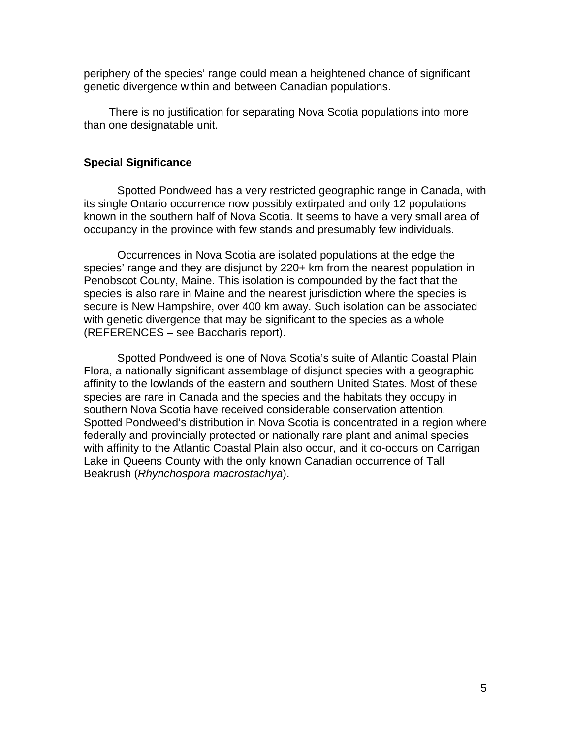periphery of the species' range could mean a heightened chance of significant genetic divergence within and between Canadian populations.

There is no justification for separating Nova Scotia populations into more than one designatable unit.

### Special Significance

Spotted Pondweed has a very restricted geographic range in Canada, with its single Ontario occurrence now possibly extirpated and only 12 populations known in the southern half of Nova Scotia. It seems to have a very small area of occupancy in the province with few stands and presumably few individuals.

Occurrences in Nova Scotia are isolated populations at the edge the species' range and they are disjunct by 220+ km from the nearest population in Penobscot County, Maine. This isolation is compounded by the fact that the species is also rare in Maine and the nearest jurisdiction where the species is secure is New Hampshire, over 400 km away. Such isolation can be associated with genetic divergence that may be significant to the species as a whole (REFERENCES – see Baccharis report).

Spotted Pondweed is one of Nova Scotia's suite of Atlantic Coastal Plain Flora, a nationally significant assemblage of disjunct species with a geographic affinity to the lowlands of the eastern and southern United States. Most of these species are rare in Canada and the species and the habitats they occupy in southern Nova Scotia have received considerable conservation attention. Spotted Pondweed's distribution in Nova Scotia is concentrated in a region where federally and provincially protected or nationally rare plant and animal species with affinity to the Atlantic Coastal Plain also occur, and it co-occurs on Carrigan Lake in Queens County with the only known Canadian occurrence of Tall Beakrush (*Rhynchospora macrostachya*).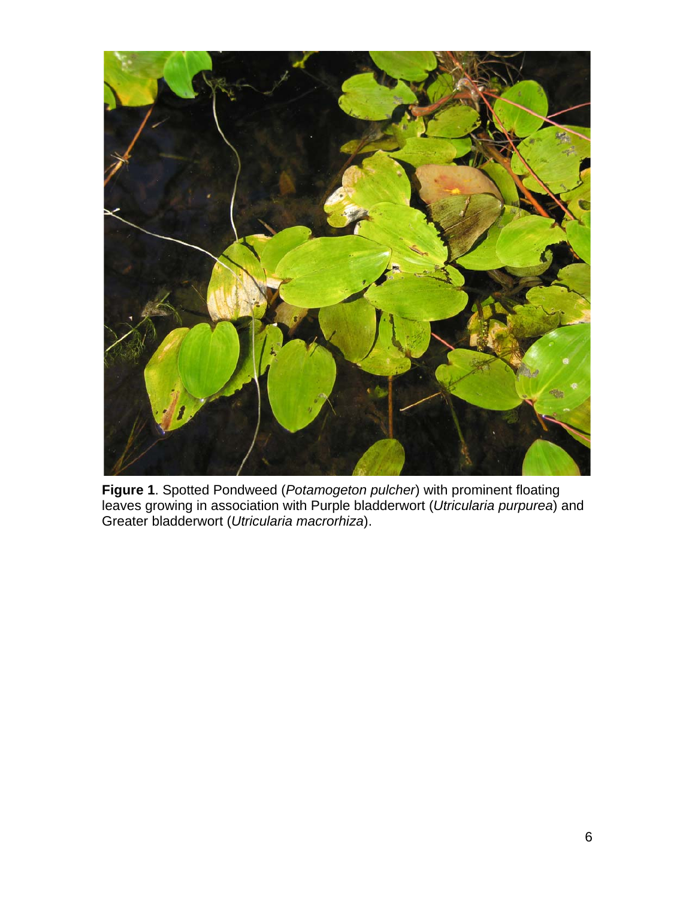**Figure 1**. Spotted Pondweed (*Potamogeton pulcher*) with prominent floating leaves growing in association with Purple bladderwort (*Utricularia purpurea*) and Greater bladderwort (*Utricularia macrorhiza*).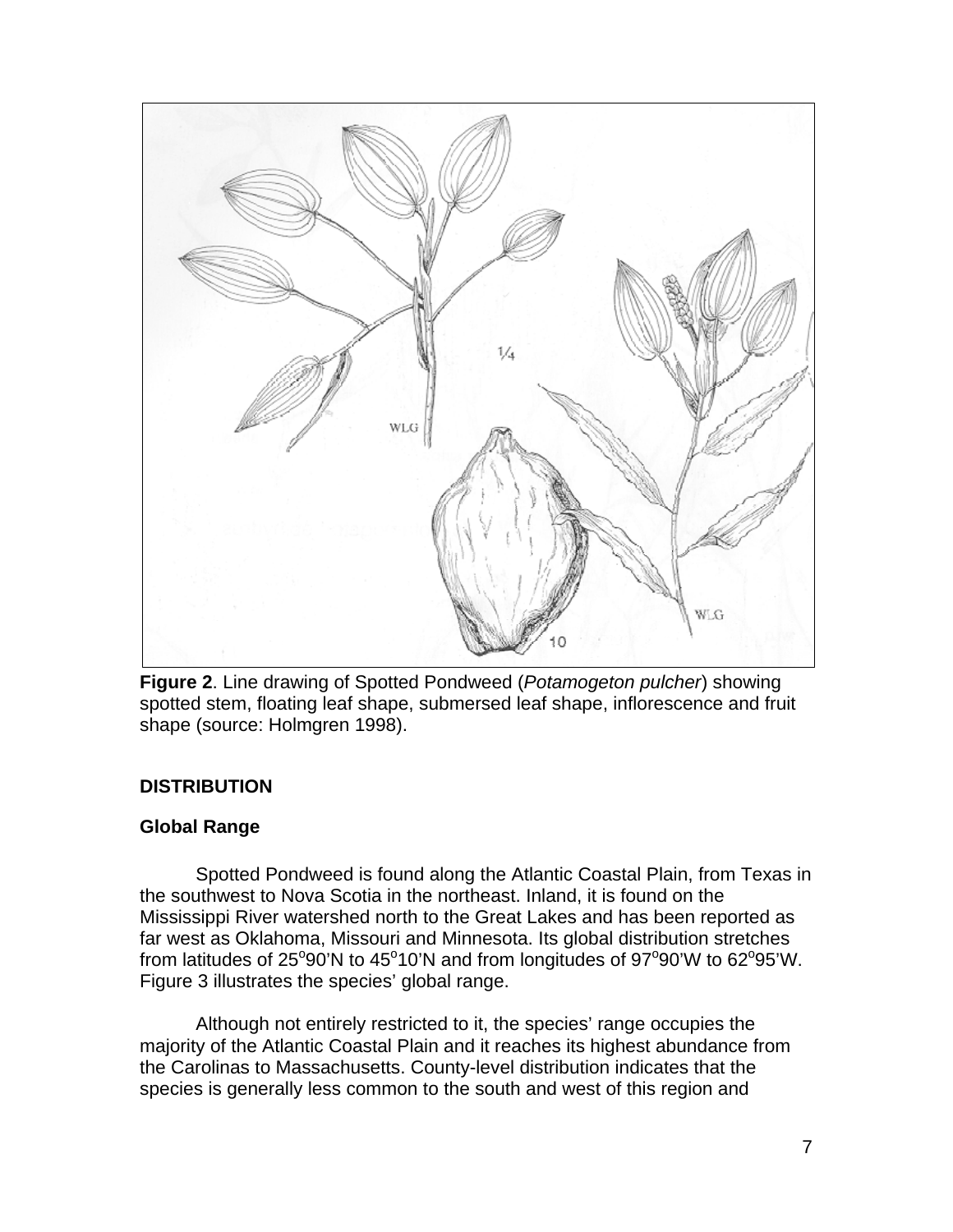**Figure 2**. Line drawing of Spotted Pondweed (*Potamogeton pulcher*) showing spotted stem, floating leaf shape, submersed leaf shape, inflorescence and fruit shape (source: Holmgren 1998).

## DISTRIBUTION

### Global Range

Spotted Pondweed is found along the Atlantic Coastal Plain, from Texas in the southwest to Nova Scotia in the northeast. Inland, it is found on the Mississippi River watershed north to the Great Lakes and has been reported as far west as Oklahoma, Missouri and Minnesota. Its global distribution stretches from latitudes of 25°90'N to 45°10'N and from longitudes of 97°90'W to 62°95'W. Figure 3 illustrates the species' global range.

Although not entirely restricted to it, the species' range occupies the majority of the Atlantic Coastal Plain and it reaches its highest abundance from the Carolinas to Massachusetts. County-level distribution indicates that the species is generally less common to the south and west of this region and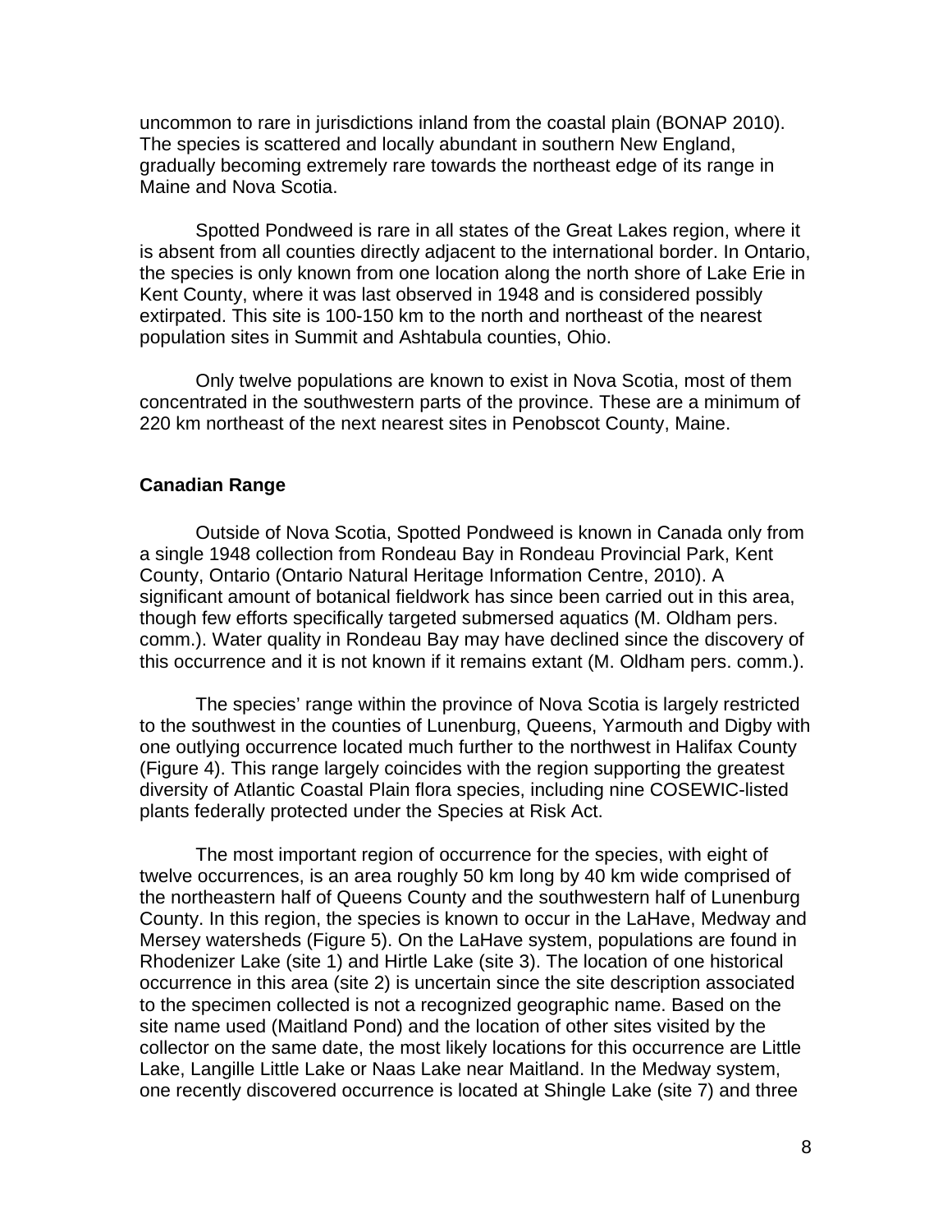uncommon to rare in jurisdictions inland from the coastal plain (BONAP 2010). The species is scattered and locally abundant in southern New England, gradually becoming extremely rare towards the northeast edge of its range in Maine and Nova Scotia.

Spotted Pondweed is rare in all states of the Great Lakes region, where it is absent from all counties directly adjacent to the international border. In Ontario, the species is only known from one location along the north shore of Lake Erie in Kent County, where it was last observed in 1948 and is considered possibly extirpated. This site is 100-150 km to the north and northeast of the nearest population sites in Summit and Ashtabula counties, Ohio.

Only twelve populations are known to exist in Nova Scotia, most of them concentrated in the southwestern parts of the province. These are a minimum of 220 km northeast of the next nearest sites in Penobscot County, Maine.

## Canadian Range

Outside of Nova Scotia, Spotted Pondweed is known in Canada only from a single 1948 collection from Rondeau Bay in Rondeau Provincial Park, Kent County, Ontario (Ontario Natural Heritage Information Centre, 2010). A significant amount of botanical fieldwork has since been carried out in this area, though few efforts specifically targeted submersed aquatics (M. Oldham pers. comm.). Water quality in Rondeau Bay may have declined since the discovery of this occurrence and it is not known if it remains extant (M. Oldham pers. comm.).

The species' range within the province of Nova Scotia is largely restricted to the southwest in the counties of Lunenburg, Queens, Yarmouth and Digby with one outlying occurrence located much further to the northwest in Halifax County (Figure 4). This range largely coincides with the region supporting the greatest diversity of Atlantic Coastal Plain flora species, including nine COSEWIC-listed plants federally protected under the Species at Risk Act.

The most important region of occurrence for the species, with eight of twelve occurrences, is an area roughly 50 km long by 40 km wide comprised of the northeastern half of Queens County and the southwestern half of Lunenburg County. In this region, the species is known to occur in the LaHave, Medway and Mersey watersheds (Figure 5). On the LaHave system, populations are found in Rhodenizer Lake (site 1) and Hirtle Lake (site 3). The location of one historical occurrence in this area (site 2) is uncertain since the site description associated to the specimen collected is not a recognized geographic name. Based on the site name used (Maitland Pond) and the location of other sites visited by the collector on the same date, the most likely locations for this occurrence are Little Lake, Langille Little Lake or Naas Lake near Maitland. In the Medway system, one recently discovered occurrence is located at Shingle Lake (site 7) and three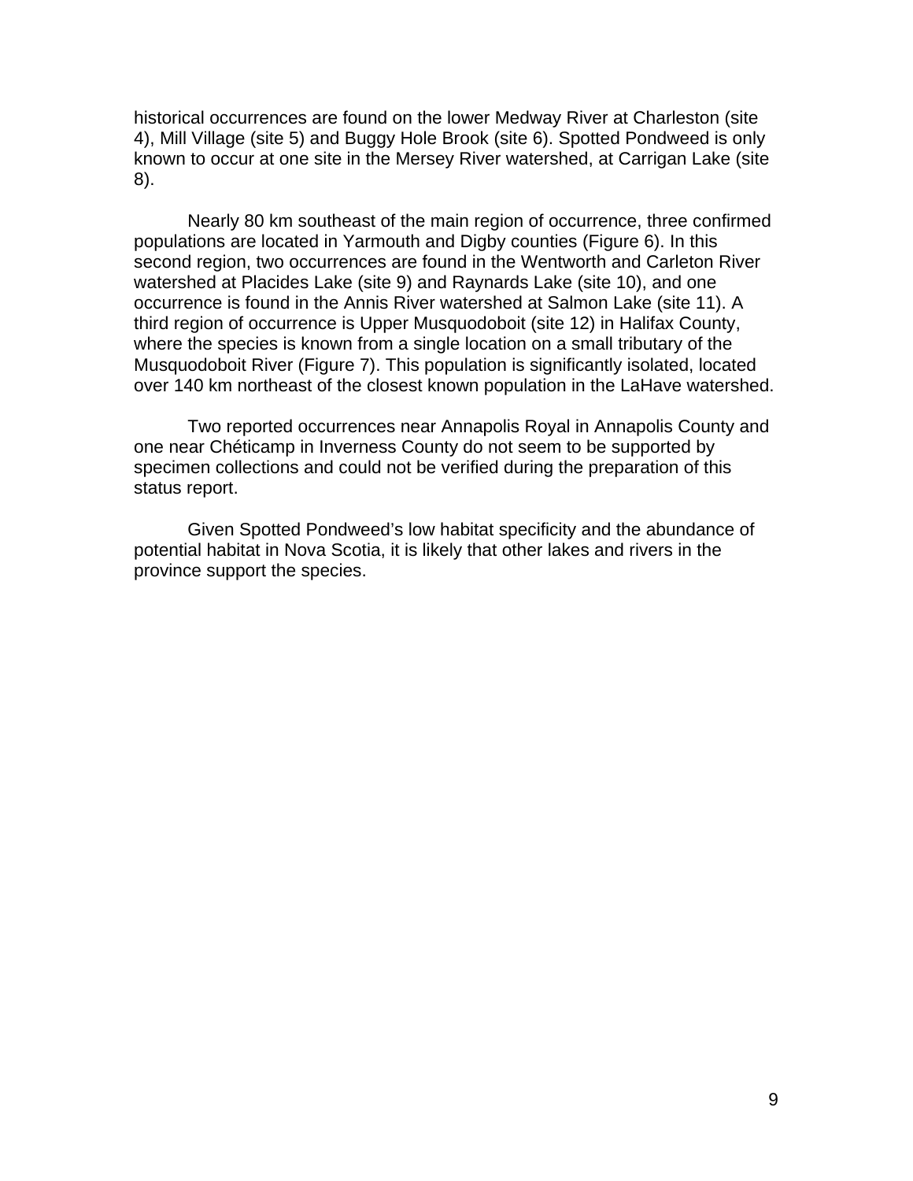historical occurrences are found on the lower Medway River at Charleston (site 4), Mill Village (site 5) and Buggy Hole Brook (site 6). Spotted Pondweed is only known to occur at one site in the Mersey River watershed, at Carrigan Lake (site 8).

Nearly 80 km southeast of the main region of occurrence, three confirmed populations are located in Yarmouth and Digby counties (Figure 6). In this second region, two occurrences are found in the Wentworth and Carleton River watershed at Placides Lake (site 9) and Raynards Lake (site 10), and one occurrence is found in the Annis River watershed at Salmon Lake (site 11). A third region of occurrence is Upper Musquodoboit (site 12) in Halifax County, where the species is known from a single location on a small tributary of the Musquodoboit River (Figure 7). This population is significantly isolated, located over 140 km northeast of the closest known population in the LaHave watershed.

Two reported occurrences near Annapolis Royal in Annapolis County and one near Chéticamp in Inverness County do not seem to be supported by specimen collections and could not be verified during the preparation of this status report.

Given Spotted Pondweed's low habitat specificity and the abundance of potential habitat in Nova Scotia, it is likely that other lakes and rivers in the province support the species.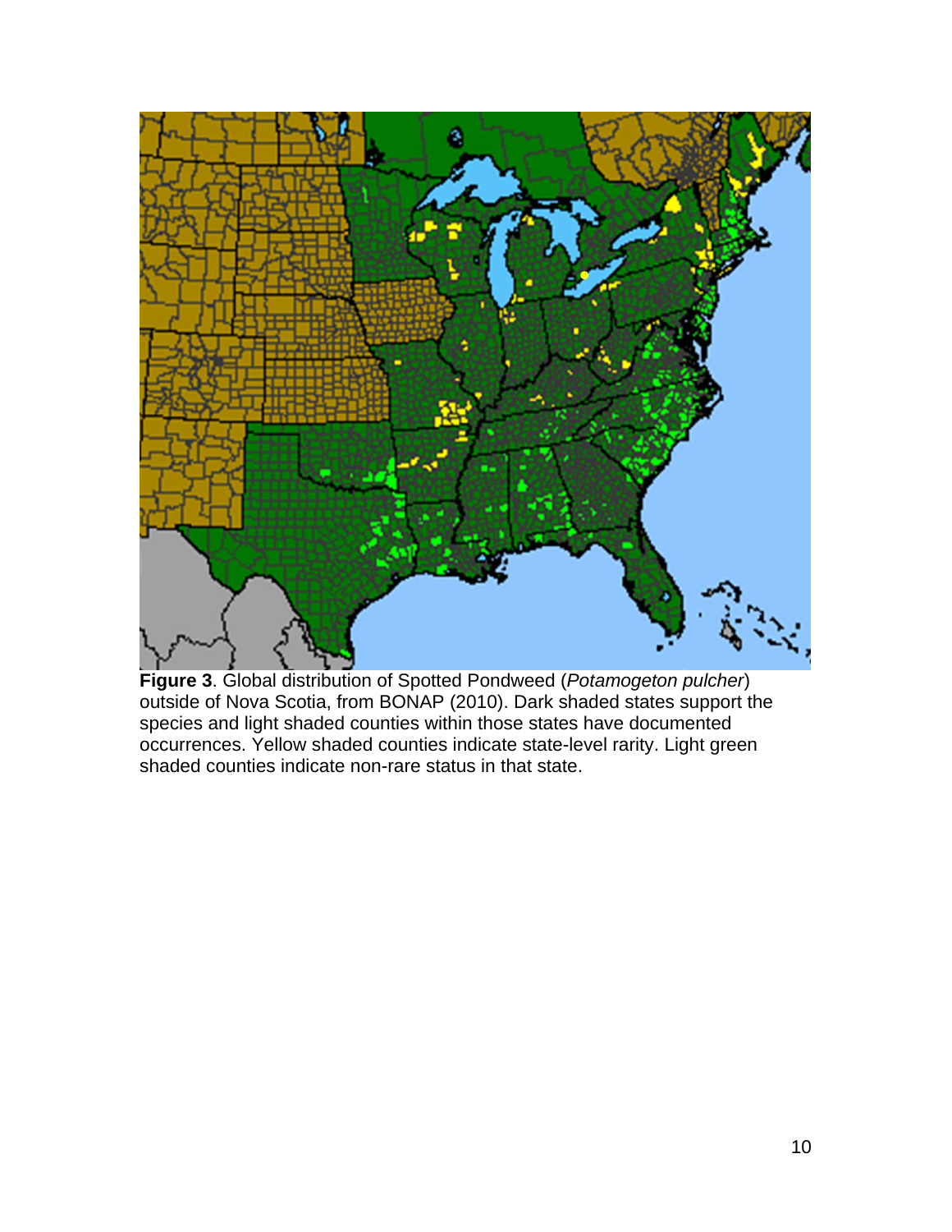**Figure 3**. Global distribution of Spotted Pondweed (*Potamogeton pulcher*) outside of Nova Scotia, from BONAP (2010). Dark shaded states support the species and light shaded counties within those states have documented occurrences. Yellow shaded counties indicate state-level rarity. Light green shaded counties indicate non-rare status in that state.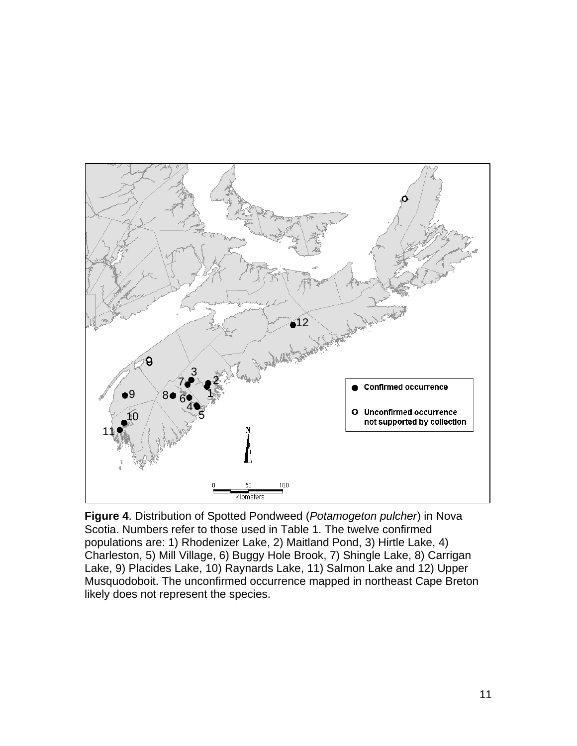**Figure 4**. Distribution of Spotted Pondweed (*Potamogeton pulcher*) in Nova Scotia. Numbers refer to those used in Table 1. The twelve confirmed populations are: 1) Rhodenizer Lake, 2) Maitland Pond, 3) Hirtle Lake, 4) Charleston, 5) Mill Village, 6) Buggy Hole Brook, 7) Shingle Lake, 8) Carrigan Lake, 9) Placides Lake, 10) Raynards Lake, 11) Salmon Lake and 12) Upper Musquodoboit. The unconfirmed occurrence mapped in northeast Cape Breton likely does not represent the species.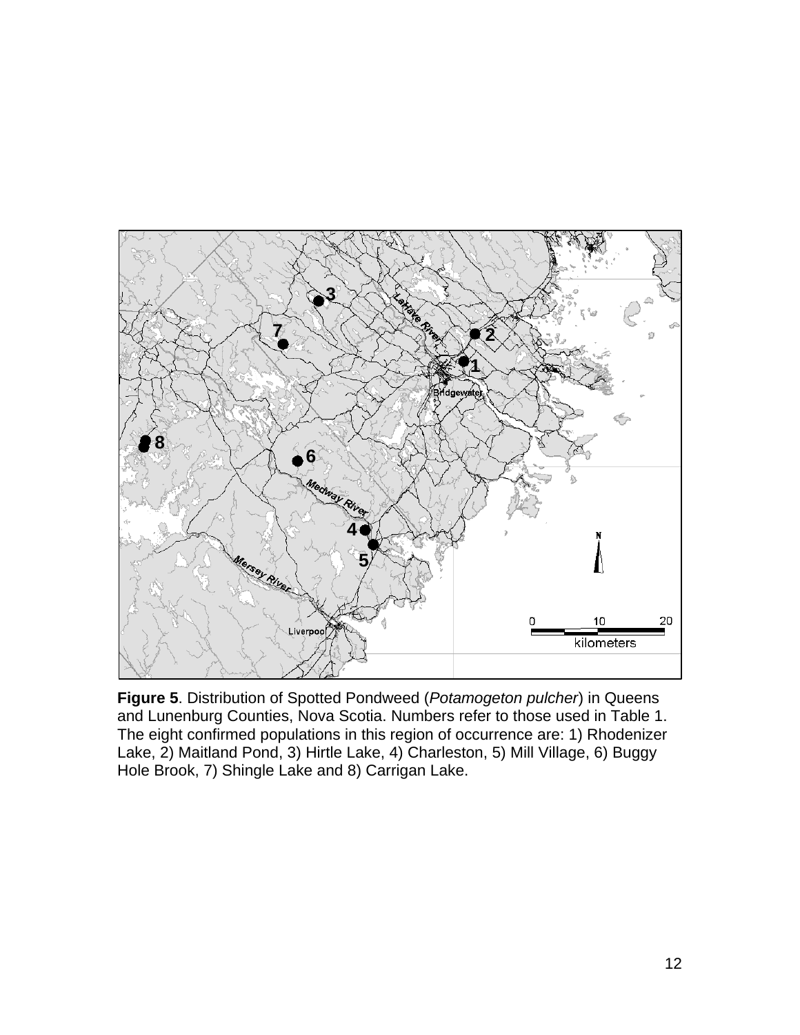**Figure 5**. Distribution of Spotted Pondweed (*Potamogeton pulcher*) in Queens and Lunenburg Counties, Nova Scotia. Numbers refer to those used in Table 1. The eight confirmed populations in this region of occurrence are: 1) Rhodenizer Lake, 2) Maitland Pond, 3) Hirtle Lake, 4) Charleston, 5) Mill Village, 6) Buggy Hole Brook, 7) Shingle Lake and 8) Carrigan Lake.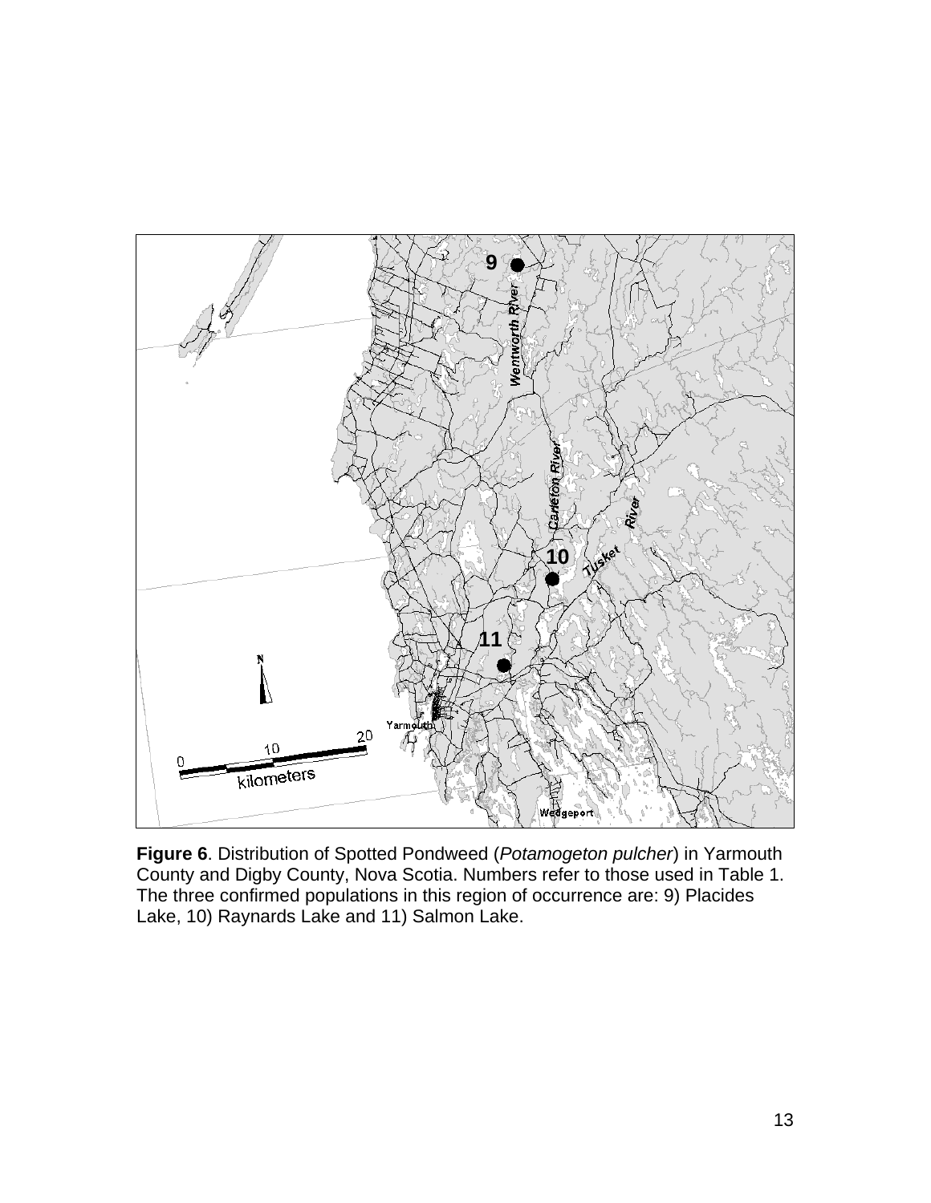**Figure 6**. Distribution of Spotted Pondweed (*Potamogeton pulcher*) in Yarmouth County and Digby County, Nova Scotia. Numbers refer to those used in Table 1. The three confirmed populations in this region of occurrence are: 9) Placides Lake, 10) Raynards Lake and 11) Salmon Lake.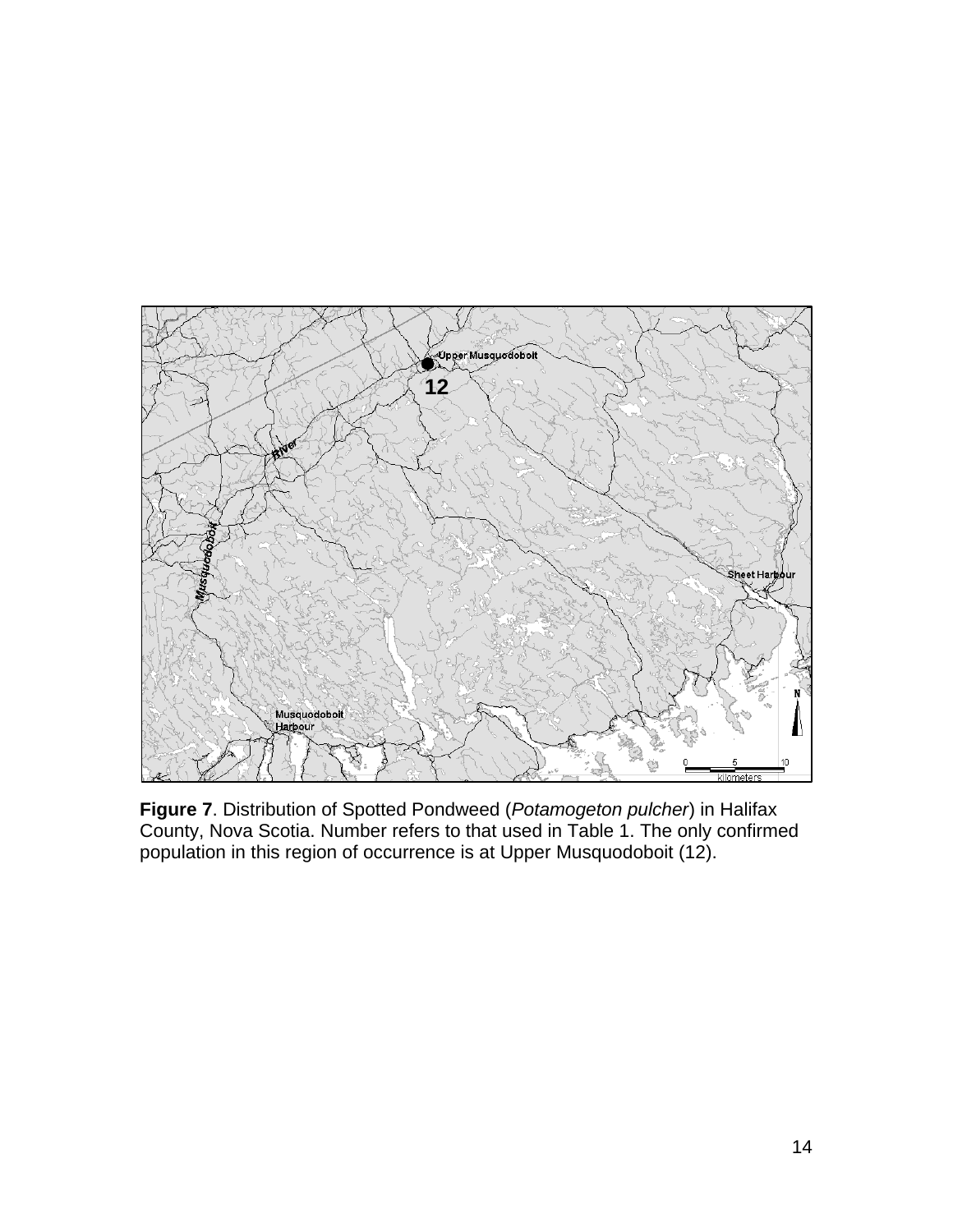**Figure 7**. Distribution of Spotted Pondweed (*Potamogeton pulcher*) in Halifax County, Nova Scotia. Number refers to that used in Table 1. The only confirmed population in this region of occurrence is at Upper Musquodoboit (12).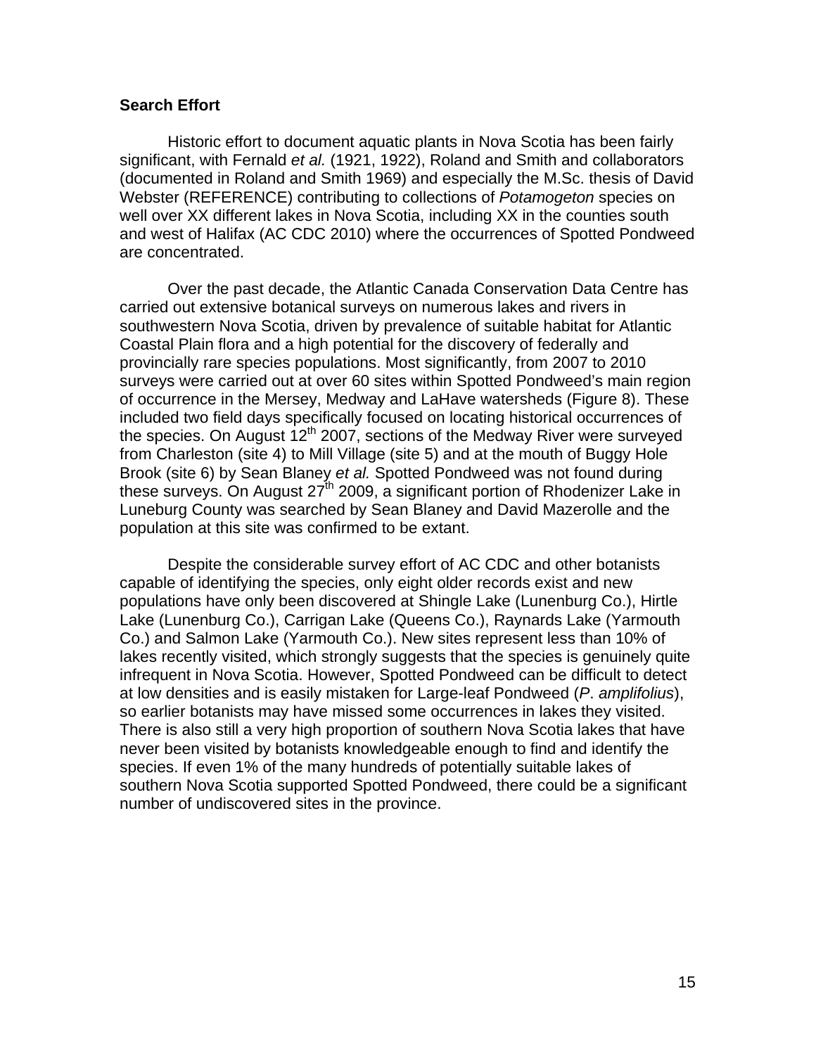**Search Effort**

Historic effort to document aquatic plants in Nova Scotia has been fairly significant, with Fernald *et al.* (1921, 1922), Roland and Smith and collaborators (documented in Roland and Smith 1969) and especially the M.Sc. thesis of David Webster (REFERENCE) contributing to collections of *Potamogeton* species on well over XX different lakes in Nova Scotia, including XX in the counties south and west of Halifax (AC CDC 2010) where the occurrences of Spotted Pondweed are concentrated.

Over the past decade, the Atlantic Canada Conservation Data Centre has carried out extensive botanical surveys on numerous lakes and rivers in southwestern Nova Scotia, driven by prevalence of suitable habitat for Atlantic Coastal Plain flora and a high potential for the discovery of federally and provincially rare species populations. Most significantly, from 2007 to 2010 surveys were carried out at over 60 sites within Spotted Pondweed's main region of occurrence in the Mersey, Medway and LaHave watersheds (Figure 8). These included two field days specifically focused on locating historical occurrences of the species. On August 12th 2007, sections of the Medway River were surveyed from Charleston (site 4) to Mill Village (site 5) and at the mouth of Buggy Hole Brook (site 6) by Sean Blaney *et al.* Spotted Pondweed was not found during these surveys. On August 27th 2009, a significant portion of Rhodenizer Lake in Luneburg County was searched by Sean Blaney and David Mazerolle and the population at this site was confirmed to be extant.

Despite the considerable survey effort of AC CDC and other botanists capable of identifying the species, only eight older records exist and new populations have only been discovered at Shingle Lake (Lunenburg Co.), Hirtle Lake (Lunenburg Co.), Carrigan Lake (Queens Co.), Raynards Lake (Yarmouth Co.) and Salmon Lake (Yarmouth Co.). New sites represent less than 10% of lakes recently visited, which strongly suggests that the species is genuinely quite infrequent in Nova Scotia. However, Spotted Pondweed can be difficult to detect at low densities and is easily mistaken for Large-leaf Pondweed (*P. amplifolius*), so earlier botanists may have missed some occurrences in lakes they visited. There is also still a very high proportion of southern Nova Scotia lakes that have never been visited by botanists knowledgeable enough to find and identify the species. If even 1% of the many hundreds of potentially suitable lakes of southern Nova Scotia supported Spotted Pondweed, there could be a significant number of undiscovered sites in the province.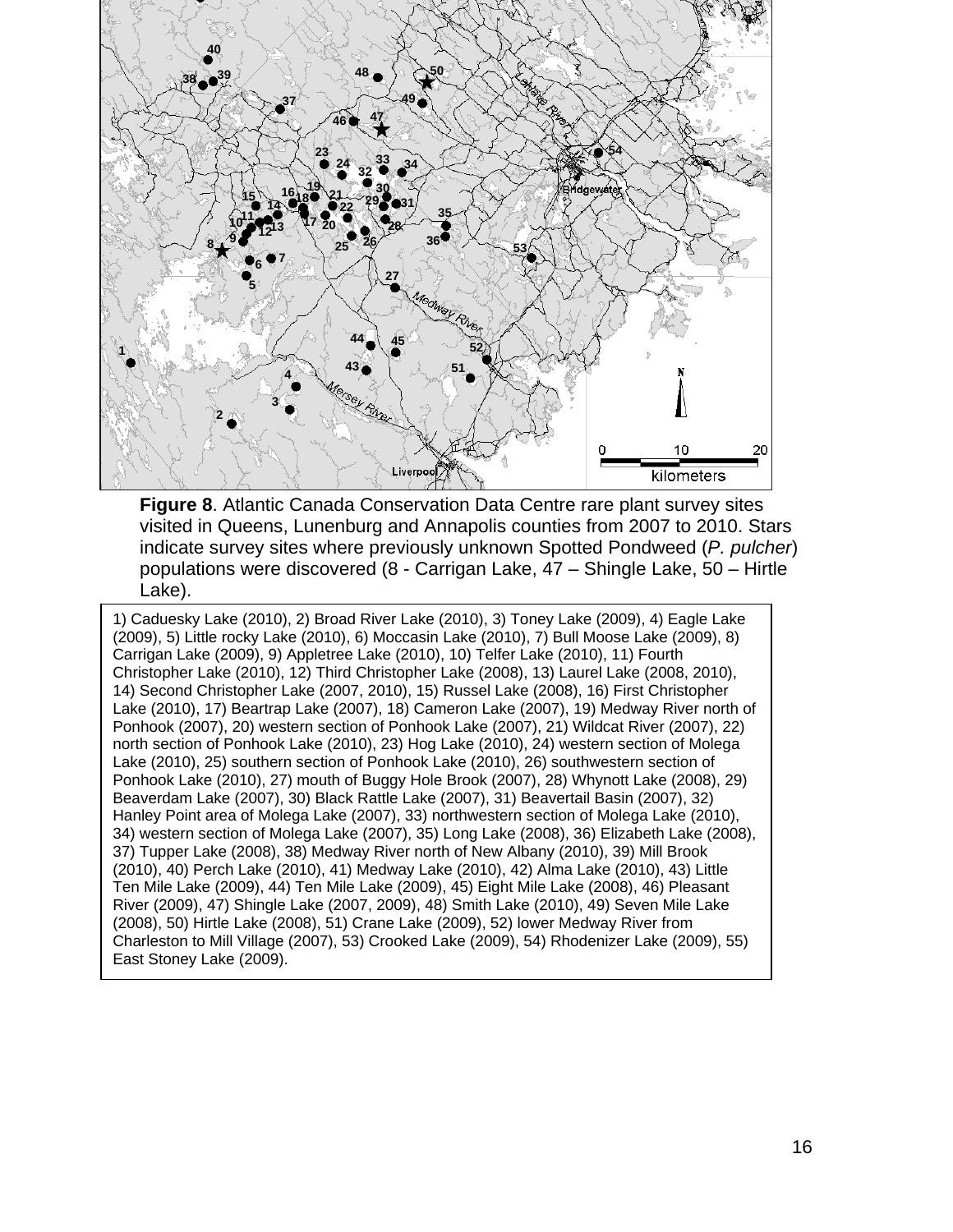**Figure 8**. Atlantic Canada Conservation Data Centre rare plant survey sites visited in Queens, Lunenburg and Annapolis counties from 2007 to 2010. Stars indicate survey sites where previously unknown Spotted Pondweed (*P. pulcher*) populations were discovered (8 - Carrigan Lake, 47 – Shingle Lake, 50 – Hirtle Lake).

1) Caduesky Lake (2010), 2) Broad River Lake (2010), 3) Toney Lake (2009), 4) Eagle Lake (2009), 5) Little rocky Lake (2010), 6) Moccasin Lake (2010), 7) Bull Moose Lake (2009), 8) Carrigan Lake (2009), 9) Appletree Lake (2010), 10) Telfer Lake (2010), 11) Fourth Christopher Lake (2010), 12) Third Christopher Lake (2008), 13) Laurel Lake (2008, 2010), 14) Second Christopher Lake (2007, 2010), 15) Russel Lake (2008), 16) First Christopher Lake (2010), 17) Beartrap Lake (2007), 18) Cameron Lake (2007), 19) Medway River north of Ponhook (2007), 20) western section of Ponhook Lake (2007), 21) Wildcat River (2007), 22) north section of Ponhook Lake (2010), 23) Hog Lake (2010), 24) western section of Molega Lake (2010), 25) southern section of Ponhook Lake (2010), 26) southwestern section of Ponhook Lake (2010), 27) mouth of Buggy Hole Brook (2007), 28) Whynott Lake (2008), 29) Beaverdam Lake (2007), 30) Black Rattle Lake (2007), 31) Beavertail Basin (2007), 32) Hanley Point area of Molega Lake (2007), 33) northwestern section of Molega Lake (2010), 34) western section of Molega Lake (2007), 35) Long Lake (2008), 36) Elizabeth Lake (2008), 37) Tupper Lake (2008), 38) Medway River north of New Albany (2010), 39) Mill Brook (2010), 40) Perch Lake (2010), 41) Medway Lake (2010), 42) Alma Lake (2010), 43) Little Ten Mile Lake (2009), 44) Ten Mile Lake (2009), 45) Eight Mile Lake (2008), 46) Pleasant River (2009), 47) Shingle Lake (2007, 2009), 48) Smith Lake (2010), 49) Seven Mile Lake (2008), 50) Hirtle Lake (2008), 51) Crane Lake (2009), 52) lower Medway River from Charleston to Mill Village (2007), 53) Crooked Lake (2009), 54) Rhodenizer Lake (2009), 55) East Stoney Lake (2009).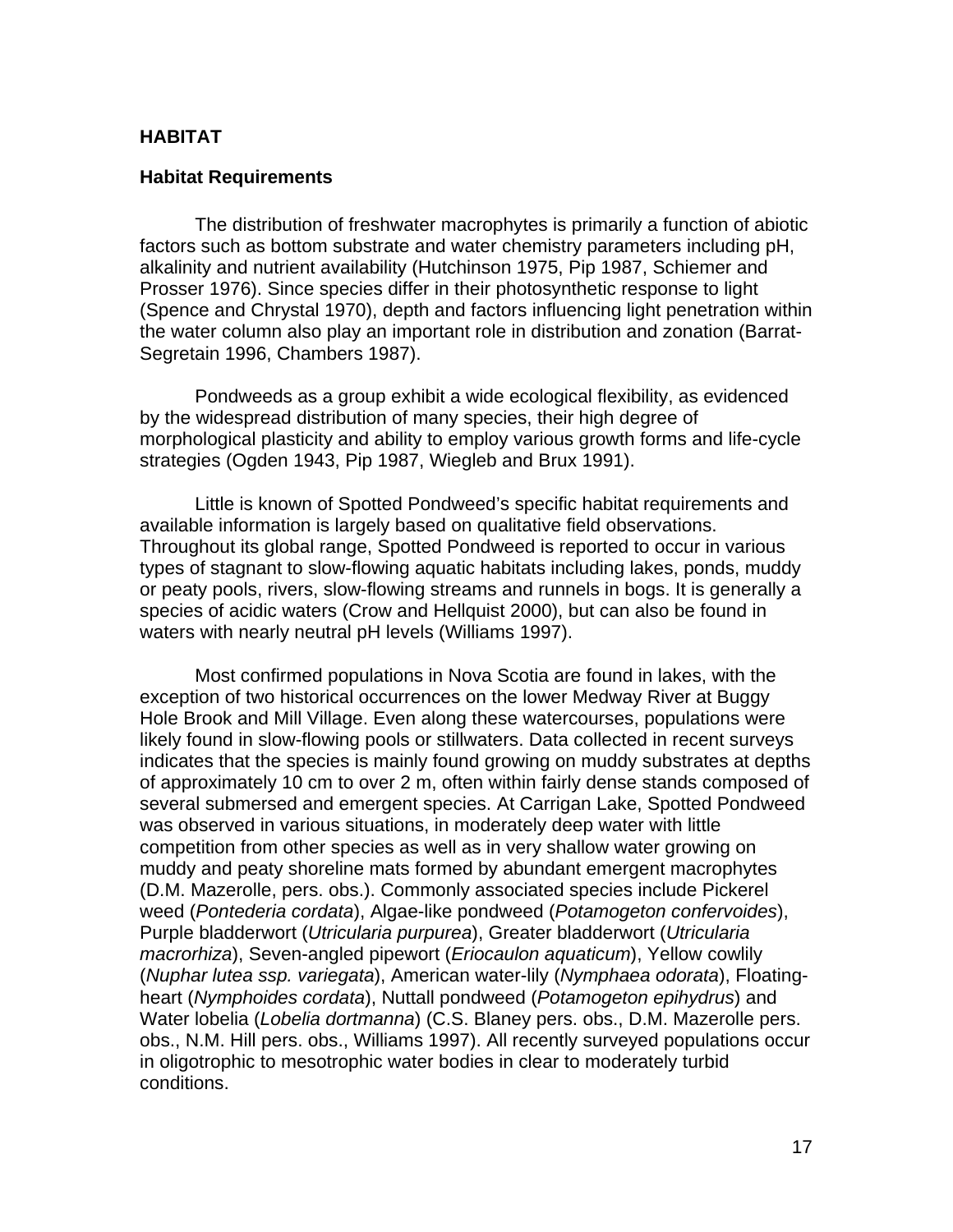## HABITAT

### Habitat Requirements

The distribution of freshwater macrophytes is primarily a function of abiotic factors such as bottom substrate and water chemistry parameters including pH, alkalinity and nutrient availability (Hutchinson 1975, Pip 1987, Schiemer and Prosser 1976). Since species differ in their photosynthetic response to light (Spence and Chrystal 1970), depth and factors influencing light penetration within the water column also play an important role in distribution and zonation (Barrat-Segretain 1996, Chambers 1987).

Pondweeds as a group exhibit a wide ecological flexibility, as evidenced by the widespread distribution of many species, their high degree of morphological plasticity and ability to employ various growth forms and life-cycle strategies (Ogden 1943, Pip 1987, Wiegleb and Brux 1991).

Little is known of Spotted Pondweed's specific habitat requirements and available information is largely based on qualitative field observations. Throughout its global range, Spotted Pondweed is reported to occur in various types of stagnant to slow-flowing aquatic habitats including lakes, ponds, muddy or peaty pools, rivers, slow-flowing streams and runnels in bogs. It is generally a species of acidic waters (Crow and Hellquist 2000), but can also be found in waters with nearly neutral pH levels (Williams 1997).

Most confirmed populations in Nova Scotia are found in lakes, with the exception of two historical occurrences on the lower Medway River at Buggy Hole Brook and Mill Village. Even along these watercourses, populations were likely found in slow-flowing pools or stillwaters. Data collected in recent surveys indicates that the species is mainly found growing on muddy substrates at depths of approximately 10 cm to over 2 m, often within fairly dense stands composed of several submersed and emergent species. At Carrigan Lake, Spotted Pondweed was observed in various situations, in moderately deep water with little competition from other species as well as in very shallow water growing on muddy and peaty shoreline mats formed by abundant emergent macrophytes (D.M. Mazerolle, pers. obs.). Commonly associated species include Pickerel weed (*Pontederia cordata*), Algae-like pondweed (*Potamogeton confervoides*), Purple bladderwort (*Utricularia purpurea*), Greater bladderwort (*Utricularia macrorhiza*), Seven-angled pipewort (*Eriocaulon aquaticum*), Yellow cowlily (*Nuphar lutea ssp. variegata*), American water-lily (*Nymphaea odorata*), Floating-heart (*Nymphoides cordata*), Nuttall pondweed (*Potamogeton epihydrus*) and Water lobelia (*Lobelia dortmanna*) (C.S. Blaney pers. obs., D.M. Mazerolle pers. obs., N.M. Hill pers. obs., Williams 1997). All recently surveyed populations occur in oligotrophic to mesotrophic water bodies in clear to moderately turbid conditions.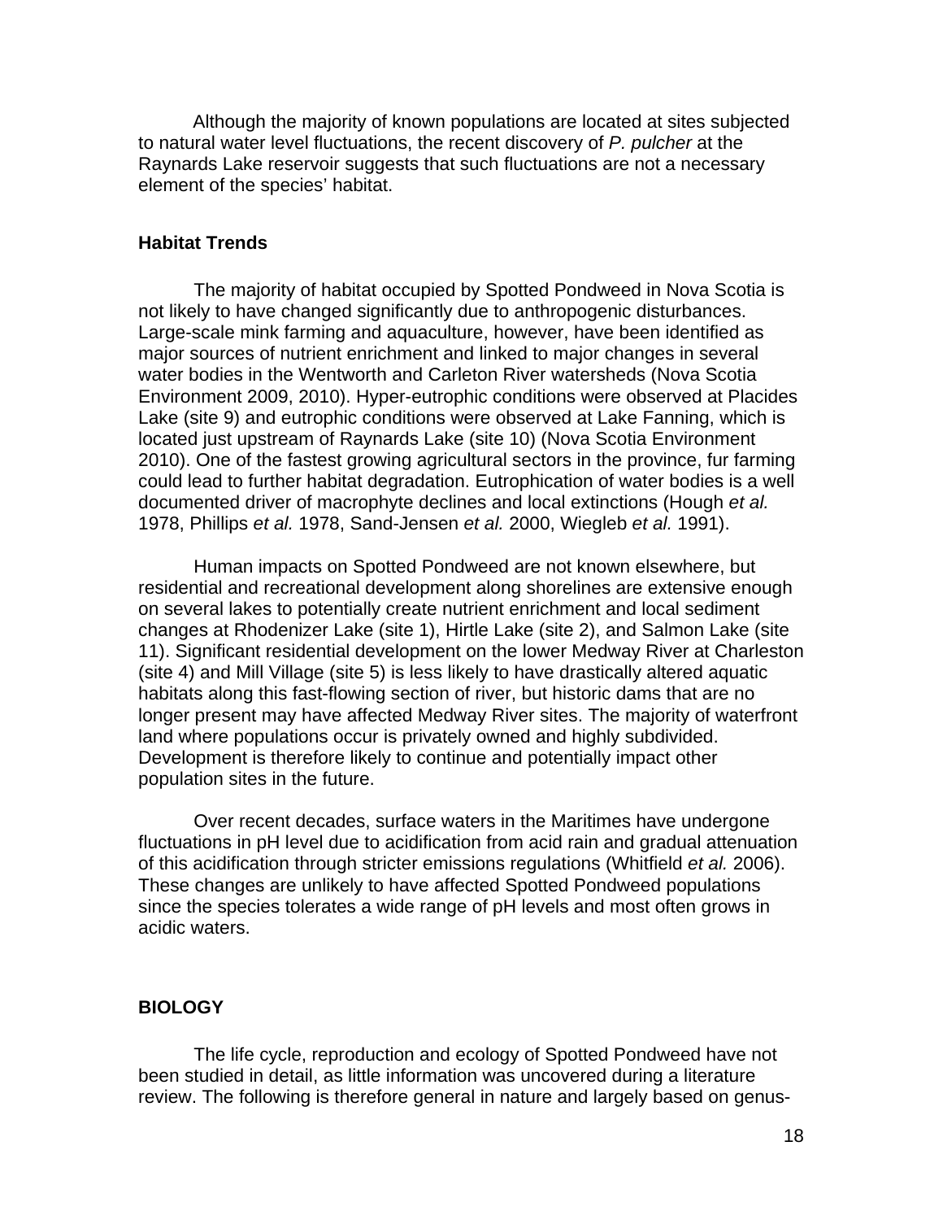Although the majority of known populations are located at sites subjected to natural water level fluctuations, the recent discovery of *P. pulcher* at the Raynards Lake reservoir suggests that such fluctuations are not a necessary element of the species' habitat.

### Habitat Trends

The majority of habitat occupied by Spotted Pondweed in Nova Scotia is not likely to have changed significantly due to anthropogenic disturbances. Large-scale mink farming and aquaculture, however, have been identified as major sources of nutrient enrichment and linked to major changes in several water bodies in the Wentworth and Carleton River watersheds (Nova Scotia Environment 2009, 2010). Hyper-eutrophic conditions were observed at Placides Lake (site 9) and eutrophic conditions were observed at Lake Fanning, which is located just upstream of Raynards Lake (site 10) (Nova Scotia Environment 2010). One of the fastest growing agricultural sectors in the province, fur farming could lead to further habitat degradation. Eutrophication of water bodies is a well documented driver of macrophyte declines and local extinctions (Hough *et al.* 1978, Phillips *et al.* 1978, Sand-Jensen *et al.* 2000, Wiegleb *et al.* 1991).

Human impacts on Spotted Pondweed are not known elsewhere, but residential and recreational development along shorelines are extensive enough on several lakes to potentially create nutrient enrichment and local sediment changes at Rhodenizer Lake (site 1), Hirtle Lake (site 2), and Salmon Lake (site 11). Significant residential development on the lower Medway River at Charleston (site 4) and Mill Village (site 5) is less likely to have drastically altered aquatic habitats along this fast-flowing section of river, but historic dams that are no longer present may have affected Medway River sites. The majority of waterfront land where populations occur is privately owned and highly subdivided. Development is therefore likely to continue and potentially impact other population sites in the future.

Over recent decades, surface waters in the Maritimes have undergone fluctuations in pH level due to acidification from acid rain and gradual attenuation of this acidification through stricter emissions regulations (Whitfield *et al.* 2006). These changes are unlikely to have affected Spotted Pondweed populations since the species tolerates a wide range of pH levels and most often grows in acidic waters.

## BIOLOGY

The life cycle, reproduction and ecology of Spotted Pondweed have not been studied in detail, as little information was uncovered during a literature review. The following is therefore general in nature and largely based on genus-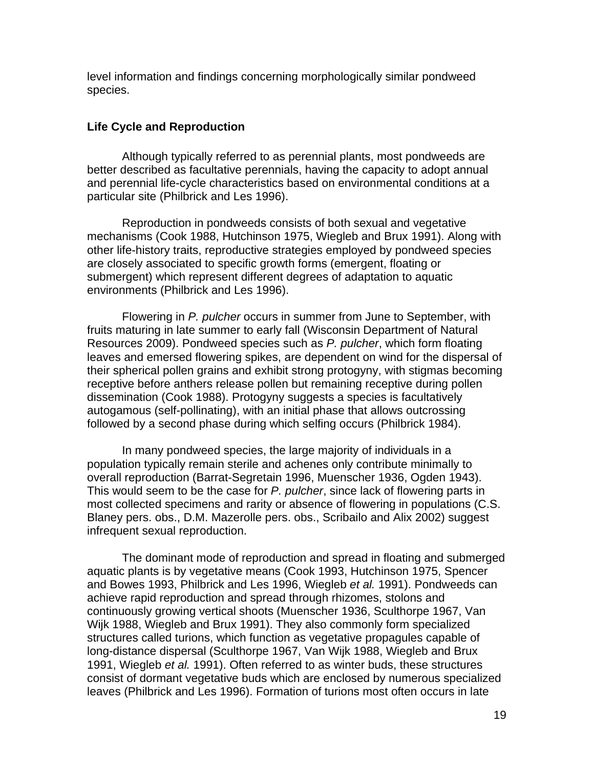level information and findings concerning morphologically similar pondweed species.

### Life Cycle and Reproduction

Although typically referred to as perennial plants, most pondweeds are better described as facultative perennials, having the capacity to adopt annual and perennial life-cycle characteristics based on environmental conditions at a particular site (Philbrick and Les 1996).

Reproduction in pondweeds consists of both sexual and vegetative mechanisms (Cook 1988, Hutchinson 1975, Wiegleb and Brux 1991). Along with other life-history traits, reproductive strategies employed by pondweed species are closely associated to specific growth forms (emergent, floating or submergent) which represent different degrees of adaptation to aquatic environments (Philbrick and Les 1996).

Flowering in *P. pulcher* occurs in summer from June to September, with fruits maturing in late summer to early fall (Wisconsin Department of Natural Resources 2009). Pondweed species such as *P. pulcher*, which form floating leaves and emersed flowering spikes, are dependent on wind for the dispersal of their spherical pollen grains and exhibit strong protogyny, with stigmas becoming receptive before anthers release pollen but remaining receptive during pollen dissemination (Cook 1988). Protogyny suggests a species is facultatively autogamous (self-pollinating), with an initial phase that allows outcrossing followed by a second phase during which selfing occurs (Philbrick 1984).

In many pondweed species, the large majority of individuals in a population typically remain sterile and achenes only contribute minimally to overall reproduction (Barrat-Segretain 1996, Muenscher 1936, Ogden 1943). This would seem to be the case for *P. pulcher*, since lack of flowering parts in most collected specimens and rarity or absence of flowering in populations (C.S. Blaney pers. obs., D.M. Mazerolle pers. obs., Scribailo and Alix 2002) suggest infrequent sexual reproduction.

The dominant mode of reproduction and spread in floating and submerged aquatic plants is by vegetative means (Cook 1993, Hutchinson 1975, Spencer and Bowes 1993, Philbrick and Les 1996, Wiegleb *et al.* 1991). Pondweeds can achieve rapid reproduction and spread through rhizomes, stolons and continuously growing vertical shoots (Muenscher 1936, Sculthorpe 1967, Van Wijk 1988, Wiegleb and Brux 1991). They also commonly form specialized structures called turions, which function as vegetative propagules capable of long-distance dispersal (Sculthorpe 1967, Van Wijk 1988, Wiegleb and Brux 1991, Wiegleb *et al.* 1991). Often referred to as winter buds, these structures consist of dormant vegetative buds which are enclosed by numerous specialized leaves (Philbrick and Les 1996). Formation of turions most often occurs in late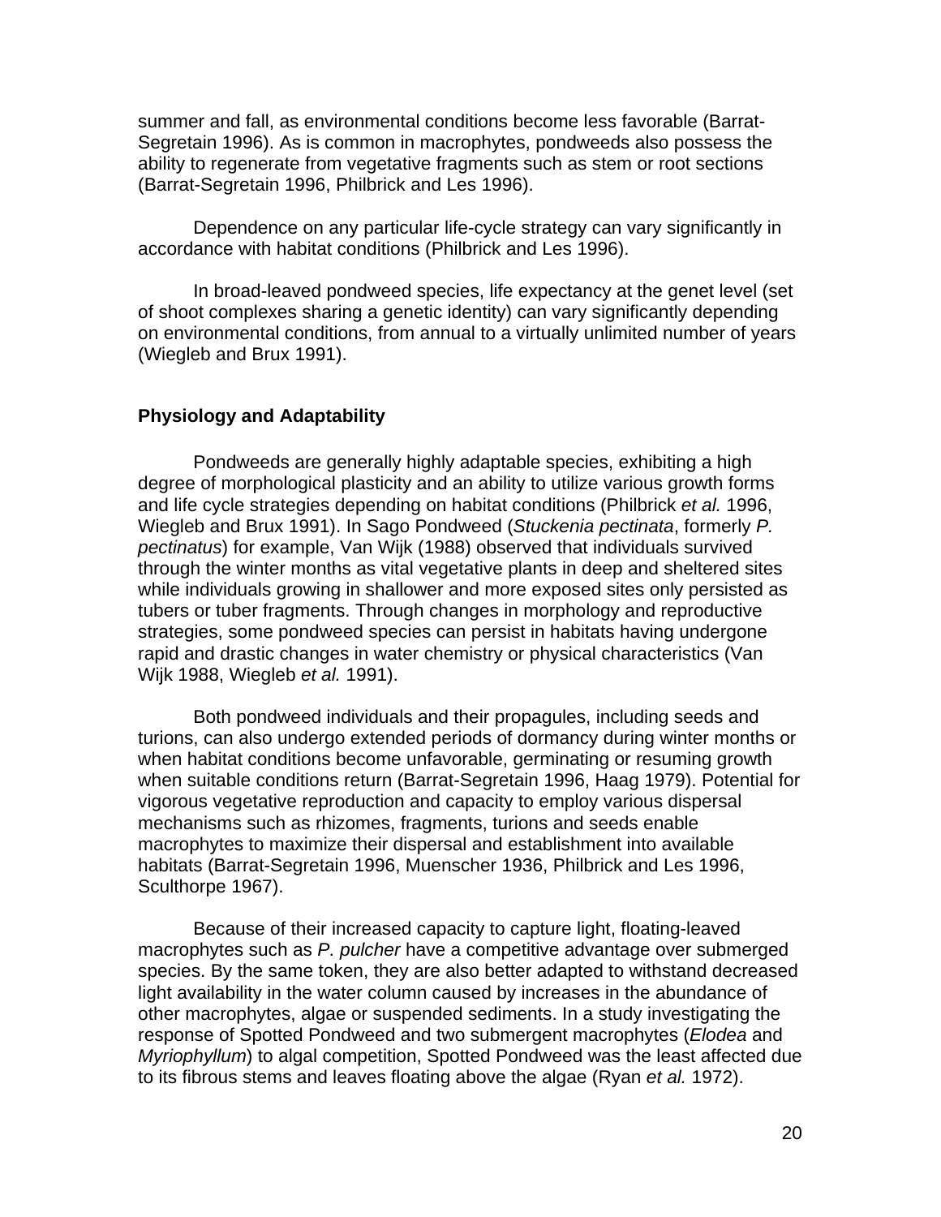summer and fall, as environmental conditions become less favorable (Barrat-Segretain 1996). As is common in macrophytes, pondweeds also possess the ability to regenerate from vegetative fragments such as stem or root sections (Barrat-Segretain 1996, Philbrick and Les 1996).

Dependence on any particular life-cycle strategy can vary significantly in accordance with habitat conditions (Philbrick and Les 1996).

In broad-leaved pondweed species, life expectancy at the genet level (set of shoot complexes sharing a genetic identity) can vary significantly depending on environmental conditions, from annual to a virtually unlimited number of years (Wiegleb and Brux 1991).

### Physiology and Adaptability

Pondweeds are generally highly adaptable species, exhibiting a high degree of morphological plasticity and an ability to utilize various growth forms and life cycle strategies depending on habitat conditions (Philbrick *et al.* 1996, Wiegleb and Brux 1991). In Sago Pondweed (*Stuckenia pectinata*, formerly *P. pectinatus*) for example, Van Wijk (1988) observed that individuals survived through the winter months as vital vegetative plants in deep and sheltered sites while individuals growing in shallower and more exposed sites only persisted as tubers or tuber fragments. Through changes in morphology and reproductive strategies, some pondweed species can persist in habitats having undergone rapid and drastic changes in water chemistry or physical characteristics (Van Wijk 1988, Wiegleb *et al.* 1991).

Both pondweed individuals and their propagules, including seeds and turions, can also undergo extended periods of dormancy during winter months or when habitat conditions become unfavorable, germinating or resuming growth when suitable conditions return (Barrat-Segretain 1996, Haag 1979). Potential for vigorous vegetative reproduction and capacity to employ various dispersal mechanisms such as rhizomes, fragments, turions and seeds enable macrophytes to maximize their dispersal and establishment into available habitats (Barrat-Segretain 1996, Muenscher 1936, Philbrick and Les 1996, Sculthorpe 1967).

Because of their increased capacity to capture light, floating-leaved macrophytes such as *P. pulcher* have a competitive advantage over submerged species. By the same token, they are also better adapted to withstand decreased light availability in the water column caused by increases in the abundance of other macrophytes, algae or suspended sediments. In a study investigating the response of Spotted Pondweed and two submergent macrophytes (*Elodea* and *Myriophyllum*) to algal competition, Spotted Pondweed was the least affected due to its fibrous stems and leaves floating above the algae (Ryan *et al.* 1972).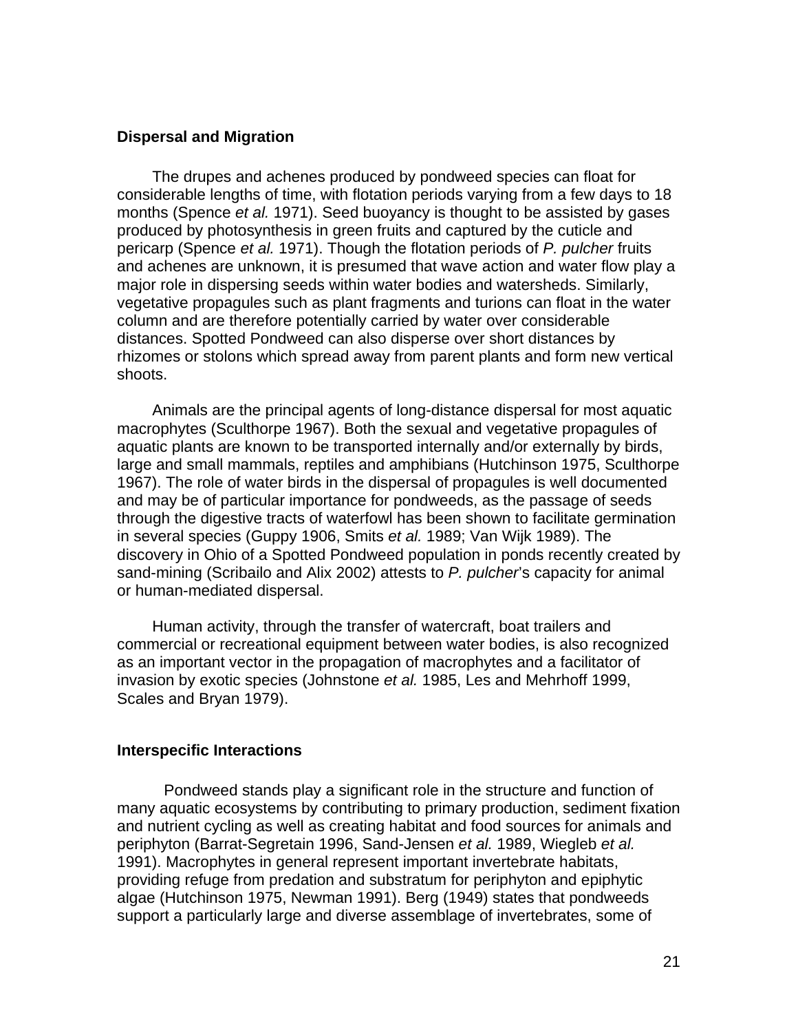## Dispersal and Migration

The drupes and achenes produced by pondweed species can float for considerable lengths of time, with flotation periods varying from a few days to 18 months (Spence *et al.* 1971). Seed buoyancy is thought to be assisted by gases produced by photosynthesis in green fruits and captured by the cuticle and pericarp (Spence *et al.* 1971). Though the flotation periods of *P. pulcher* fruits and achenes are unknown, it is presumed that wave action and water flow play a major role in dispersing seeds within water bodies and watersheds. Similarly, vegetative propagules such as plant fragments and turions can float in the water column and are therefore potentially carried by water over considerable distances. Spotted Pondweed can also disperse over short distances by rhizomes or stolons which spread away from parent plants and form new vertical shoots.

Animals are the principal agents of long-distance dispersal for most aquatic macrophytes (Sculthorpe 1967). Both the sexual and vegetative propagules of aquatic plants are known to be transported internally and/or externally by birds, large and small mammals, reptiles and amphibians (Hutchinson 1975, Sculthorpe 1967). The role of water birds in the dispersal of propagules is well documented and may be of particular importance for pondweeds, as the passage of seeds through the digestive tracts of waterfowl has been shown to facilitate germination in several species (Guppy 1906, Smits *et al.* 1989; Van Wijk 1989). The discovery in Ohio of a Spotted Pondweed population in ponds recently created by sand-mining (Scribailo and Alix 2002) attests to *P. pulcher*'s capacity for animal or human-mediated dispersal.

Human activity, through the transfer of watercraft, boat trailers and commercial or recreational equipment between water bodies, is also recognized as an important vector in the propagation of macrophytes and a facilitator of invasion by exotic species (Johnstone *et al.* 1985, Les and Mehrhoff 1999, Scales and Bryan 1979).

## Interspecific Interactions

Pondweed stands play a significant role in the structure and function of many aquatic ecosystems by contributing to primary production, sediment fixation and nutrient cycling as well as creating habitat and food sources for animals and periphyton (Barrat-Segretain 1996, Sand-Jensen *et al.* 1989, Wiegleb *et al.* 1991). Macrophytes in general represent important invertebrate habitats, providing refuge from predation and substratum for periphyton and epiphytic algae (Hutchinson 1975, Newman 1991). Berg (1949) states that pondweeds support a particularly large and diverse assemblage of invertebrates, some of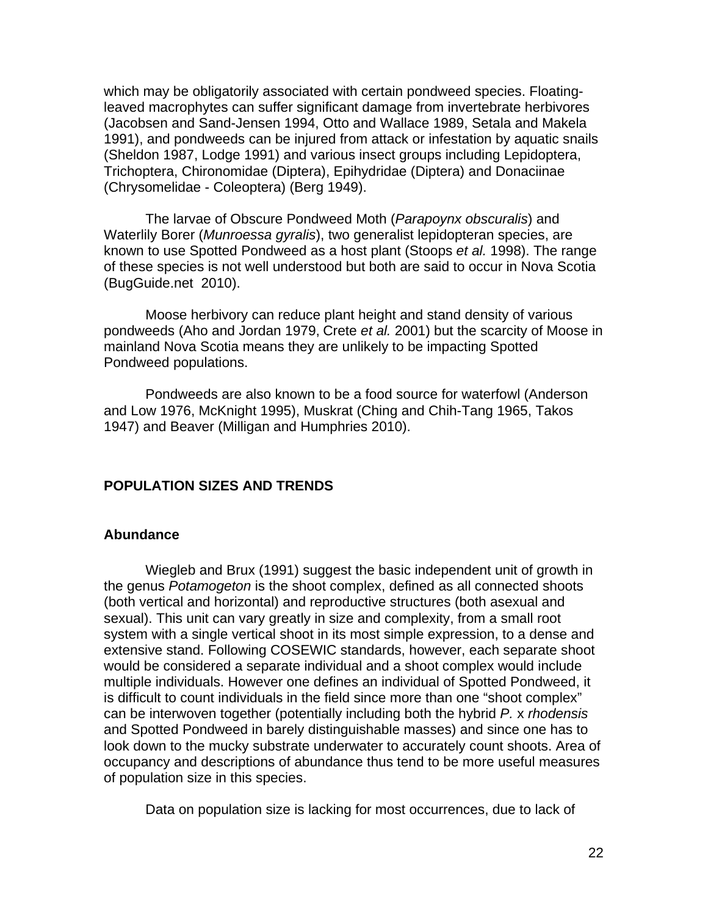which may be obligatorily associated with certain pondweed species. Floating-leaved macrophytes can suffer significant damage from invertebrate herbivores (Jacobsen and Sand-Jensen 1994, Otto and Wallace 1989, Setala and Makela 1991), and pondweeds can be injured from attack or infestation by aquatic snails (Sheldon 1987, Lodge 1991) and various insect groups including Lepidoptera, Trichoptera, Chironomidae (Diptera), Epihydridae (Diptera) and Donaciinae (Chrysomelidae - Coleoptera) (Berg 1949).

The larvae of Obscure Pondweed Moth (*Parapoynx obscuralis*) and Waterlily Borer (*Munroessa gyralis*), two generalist lepidopteran species, are known to use Spotted Pondweed as a host plant (Stoops *et al.* 1998). The range of these species is not well understood but both are said to occur in Nova Scotia (BugGuide.net 2010).

Moose herbivory can reduce plant height and stand density of various pondweeds (Aho and Jordan 1979, Crete *et al.* 2001) but the scarcity of Moose in mainland Nova Scotia means they are unlikely to be impacting Spotted Pondweed populations.

Pondweeds are also known to be a food source for waterfowl (Anderson and Low 1976, McKnight 1995), Muskrat (Ching and Chih-Tang 1965, Takos 1947) and Beaver (Milligan and Humphries 2010).

## POPULATION SIZES AND TRENDS

### Abundance

Wiegleb and Brux (1991) suggest the basic independent unit of growth in the genus *Potamogeton* is the shoot complex, defined as all connected shoots (both vertical and horizontal) and reproductive structures (both asexual and sexual). This unit can vary greatly in size and complexity, from a small root system with a single vertical shoot in its most simple expression, to a dense and extensive stand. Following COSEWIC standards, however, each separate shoot would be considered a separate individual and a shoot complex would include multiple individuals. However one defines an individual of Spotted Pondweed, it is difficult to count individuals in the field since more than one "shoot complex" can be interwoven together (potentially including both the hybrid *P.* x *rhodensis* and Spotted Pondweed in barely distinguishable masses) and since one has to look down to the mucky substrate underwater to accurately count shoots. Area of occupancy and descriptions of abundance thus tend to be more useful measures of population size in this species.

Data on population size is lacking for most occurrences, due to lack of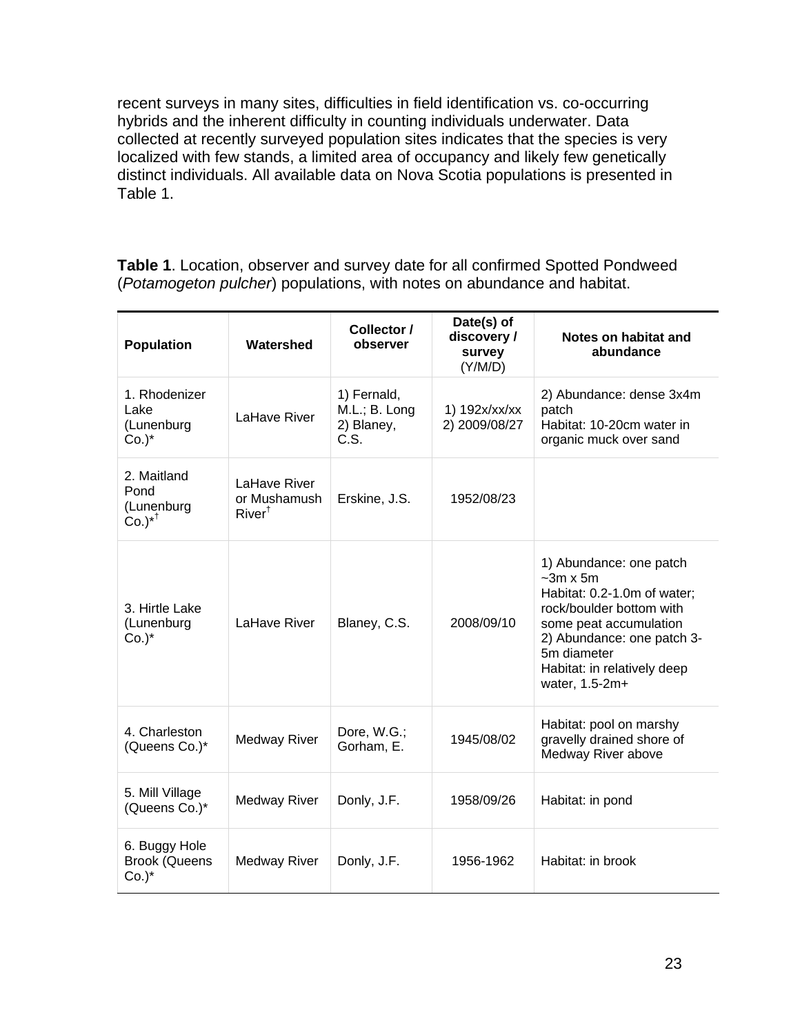recent surveys in many sites, difficulties in field identification vs. co-occurring hybrids and the inherent difficulty in counting individuals underwater. Data collected at recently surveyed population sites indicates that the species is very localized with few stands, a limited area of occupancy and likely few genetically distinct individuals. All available data on Nova Scotia populations is presented in Table 1.

**Table 1**. Location, observer and survey date for all confirmed Spotted Pondweed (*Potamogeton pulcher*) populations, with notes on abundance and habitat.

| Population | Watershed | Collector / observer | Date(s) of discovery / survey (Y/M/D) | Notes on habitat and abundance |
|---|---|---|---|---|
| 1. Rhodenizer Lake (Lunenburg Co.)* | LaHave River | 1) Fernald, M.L.; B. Long 2) Blaney, C.S. | 1) 192x/xx/xx 2) 2009/08/27 | 2) Abundance: dense 3x4m patch Habitat: 10-20cm water in organic muck over sand |
| 2. Maitland Pond (Lunenburg Co.)*† | LaHave River or Mushamush River† | Erskine, J.S. | 1952/08/23 | |
| 3. Hirtle Lake (Lunenburg Co.)* | LaHave River | Blaney, C.S. | 2008/09/10 | 1) Abundance: one patch ~3m x 5m Habitat: 0.2-1.0m of water; rock/boulder bottom with some peat accumulation 2) Abundance: one patch 3-5m diameter Habitat: in relatively deep water, 1.5-2m+ |
| 4. Charleston (Queens Co.)* | Medway River | Dore, W.G.; Gorham, E. | 1945/08/02 | Habitat: pool on marshy gravelly drained shore of Medway River above |
| 5. Mill Village (Queens Co.)* | Medway River | Donly, J.F. | 1958/09/26 | Habitat: in pond |
| 6. Buggy Hole Brook (Queens Co.)* | Medway River | Donly, J.F. | 1956-1962 | Habitat: in brook |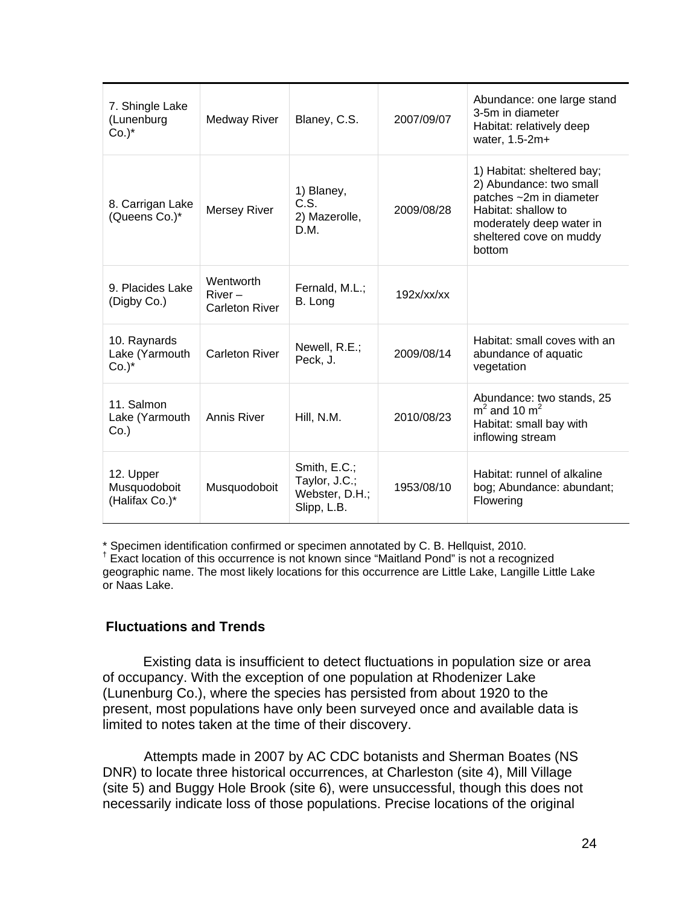| | | | | |
|---|---|---|---|---|
| 7. Shingle Lake (Lunenburg Co.)* | Medway River | Blaney, C.S. | 2007/09/07 | Abundance: one large stand 3-5m in diameter<br>Habitat: relatively deep water, 1.5-2m+ |
| 8. Carrigan Lake (Queens Co.)* | Mersey River | 1) Blaney, C.S.<br>2) Mazerolle, D.M. | 2009/08/28 | 1) Habitat: sheltered bay;<br>2) Abundance: two small patches ~2m in diameter<br>Habitat: shallow to moderately deep water in sheltered cove on muddy bottom |
| 9. Placides Lake (Digby Co.) | Wentworth River – Carleton River | Fernald, M.L.; B. Long | 192x/xx/xx | |
| 10. Raynards Lake (Yarmouth Co.)* | Carleton River | Newell, R.E.; Peck, J. | 2009/08/14 | Habitat: small coves with an abundance of aquatic vegetation |
| 11. Salmon Lake (Yarmouth Co.) | Annis River | Hill, N.M. | 2010/08/23 | Abundance: two stands, 25 $m^2$ and 10 $m^2$<br>Habitat: small bay with inflowing stream |
| 12. Upper Musquodoboit (Halifax Co.)* | Musquodoboit | Smith, E.C.; Taylor, J.C.; Webster, D.H.; Slipp, L.B. | 1953/08/10 | Habitat: runnel of alkaline bog; Abundance: abundant; Flowering |

* Specimen identification confirmed or specimen annotated by C. B. Hellquist, 2010.
† Exact location of this occurrence is not known since "Maitland Pond" is not a recognized geographic name. The most likely locations for this occurrence are Little Lake, Langille Little Lake or Naas Lake.

### Fluctuations and Trends

Existing data is insufficient to detect fluctuations in population size or area of occupancy. With the exception of one population at Rhodenizer Lake (Lunenburg Co.), where the species has persisted from about 1920 to the present, most populations have only been surveyed once and available data is limited to notes taken at the time of their discovery.

Attempts made in 2007 by AC CDC botanists and Sherman Boates (NS DNR) to locate three historical occurrences, at Charleston (site 4), Mill Village (site 5) and Buggy Hole Brook (site 6), were unsuccessful, though this does not necessarily indicate loss of those populations. Precise locations of the original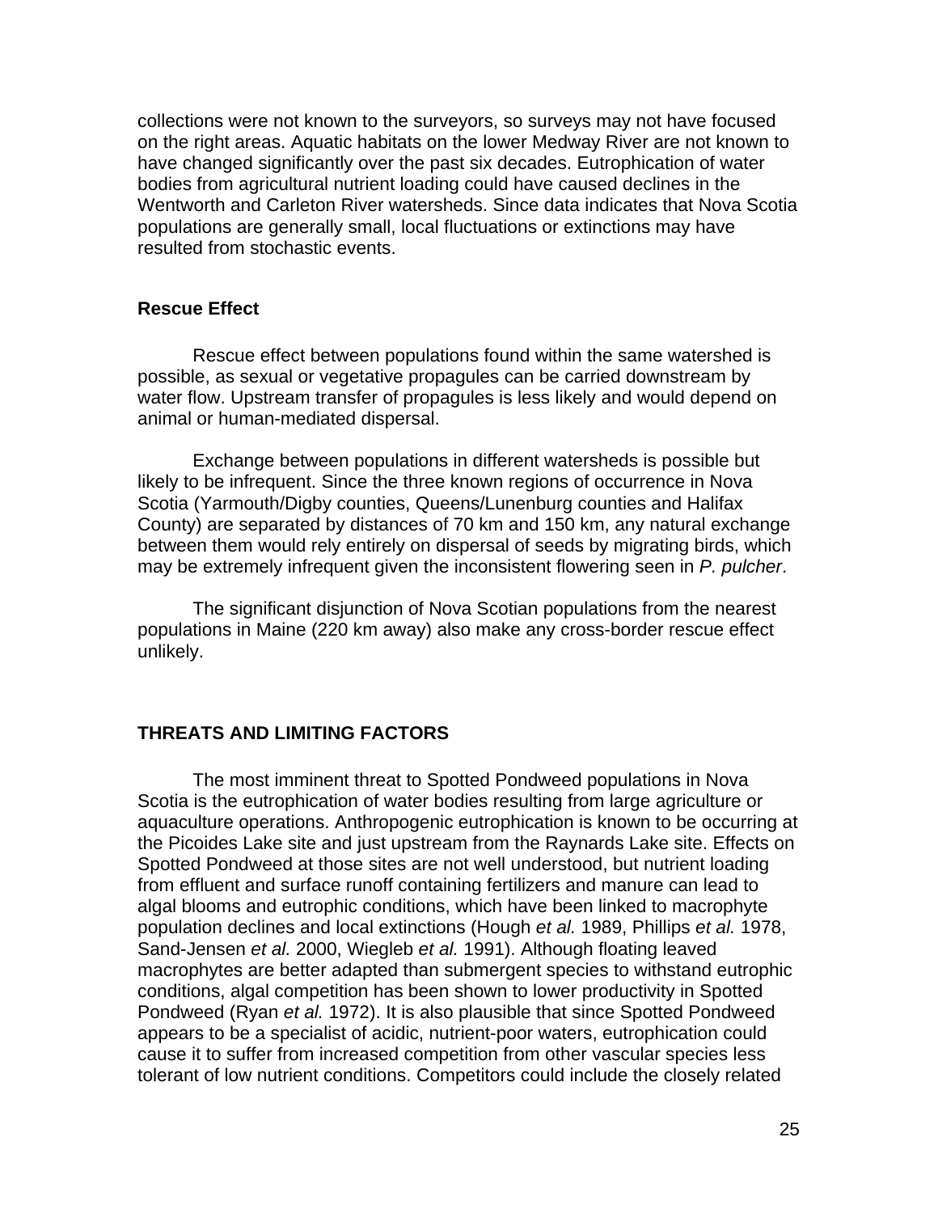collections were not known to the surveyors, so surveys may not have focused on the right areas. Aquatic habitats on the lower Medway River are not known to have changed significantly over the past six decades. Eutrophication of water bodies from agricultural nutrient loading could have caused declines in the Wentworth and Carleton River watersheds. Since data indicates that Nova Scotia populations are generally small, local fluctuations or extinctions may have resulted from stochastic events.

### Rescue Effect

Rescue effect between populations found within the same watershed is possible, as sexual or vegetative propagules can be carried downstream by water flow. Upstream transfer of propagules is less likely and would depend on animal or human-mediated dispersal.

Exchange between populations in different watersheds is possible but likely to be infrequent. Since the three known regions of occurrence in Nova Scotia (Yarmouth/Digby counties, Queens/Lunenburg counties and Halifax County) are separated by distances of 70 km and 150 km, any natural exchange between them would rely entirely on dispersal of seeds by migrating birds, which may be extremely infrequent given the inconsistent flowering seen in *P. pulcher*.

The significant disjunction of Nova Scotian populations from the nearest populations in Maine (220 km away) also make any cross-border rescue effect unlikely.

## THREATS AND LIMITING FACTORS

The most imminent threat to Spotted Pondweed populations in Nova Scotia is the eutrophication of water bodies resulting from large agriculture or aquaculture operations. Anthropogenic eutrophication is known to be occurring at the Picoides Lake site and just upstream from the Raynards Lake site. Effects on Spotted Pondweed at those sites are not well understood, but nutrient loading from effluent and surface runoff containing fertilizers and manure can lead to algal blooms and eutrophic conditions, which have been linked to macrophyte population declines and local extinctions (Hough *et al.* 1989, Phillips *et al.* 1978, Sand-Jensen *et al.* 2000, Wiegleb *et al.* 1991). Although floating leaved macrophytes are better adapted than submergent species to withstand eutrophic conditions, algal competition has been shown to lower productivity in Spotted Pondweed (Ryan *et al.* 1972). It is also plausible that since Spotted Pondweed appears to be a specialist of acidic, nutrient-poor waters, eutrophication could cause it to suffer from increased competition from other vascular species less tolerant of low nutrient conditions. Competitors could include the closely related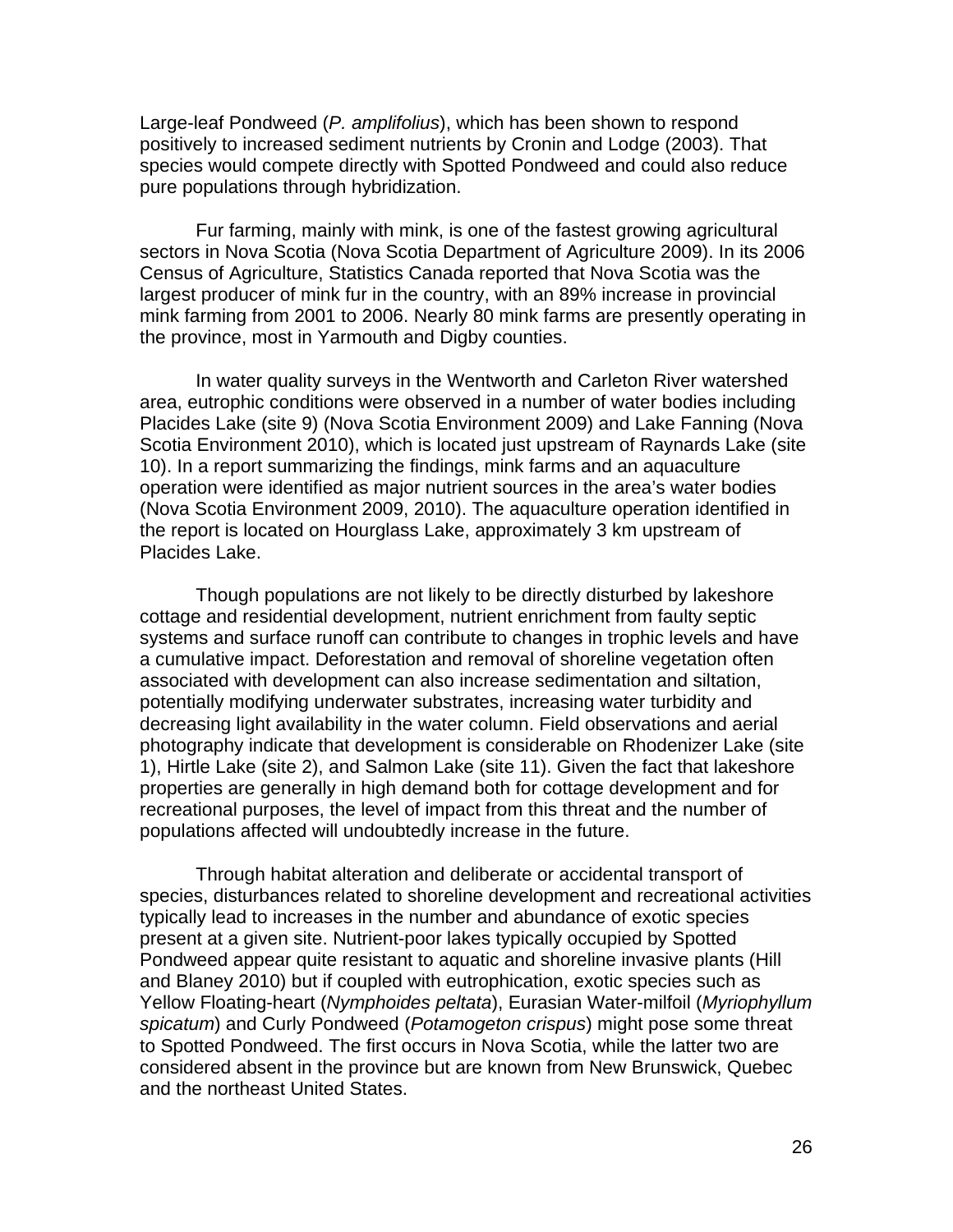Large-leaf Pondweed (*P. amplifolius*), which has been shown to respond positively to increased sediment nutrients by Cronin and Lodge (2003). That species would compete directly with Spotted Pondweed and could also reduce pure populations through hybridization.

Fur farming, mainly with mink, is one of the fastest growing agricultural sectors in Nova Scotia (Nova Scotia Department of Agriculture 2009). In its 2006 Census of Agriculture, Statistics Canada reported that Nova Scotia was the largest producer of mink fur in the country, with an 89% increase in provincial mink farming from 2001 to 2006. Nearly 80 mink farms are presently operating in the province, most in Yarmouth and Digby counties.

In water quality surveys in the Wentworth and Carleton River watershed area, eutrophic conditions were observed in a number of water bodies including Placides Lake (site 9) (Nova Scotia Environment 2009) and Lake Fanning (Nova Scotia Environment 2010), which is located just upstream of Raynards Lake (site 10). In a report summarizing the findings, mink farms and an aquaculture operation were identified as major nutrient sources in the area's water bodies (Nova Scotia Environment 2009, 2010). The aquaculture operation identified in the report is located on Hourglass Lake, approximately 3 km upstream of Placides Lake.

Though populations are not likely to be directly disturbed by lakeshore cottage and residential development, nutrient enrichment from faulty septic systems and surface runoff can contribute to changes in trophic levels and have a cumulative impact. Deforestation and removal of shoreline vegetation often associated with development can also increase sedimentation and siltation, potentially modifying underwater substrates, increasing water turbidity and decreasing light availability in the water column. Field observations and aerial photography indicate that development is considerable on Rhodenizer Lake (site 1), Hirtle Lake (site 2), and Salmon Lake (site 11). Given the fact that lakeshore properties are generally in high demand both for cottage development and for recreational purposes, the level of impact from this threat and the number of populations affected will undoubtedly increase in the future.

Through habitat alteration and deliberate or accidental transport of species, disturbances related to shoreline development and recreational activities typically lead to increases in the number and abundance of exotic species present at a given site. Nutrient-poor lakes typically occupied by Spotted Pondweed appear quite resistant to aquatic and shoreline invasive plants (Hill and Blaney 2010) but if coupled with eutrophication, exotic species such as Yellow Floating-heart (*Nymphoides peltata*), Eurasian Water-milfoil (*Myriophyllum spicatum*) and Curly Pondweed (*Potamogeton crispus*) might pose some threat to Spotted Pondweed. The first occurs in Nova Scotia, while the latter two are considered absent in the province but are known from New Brunswick, Quebec and the northeast United States.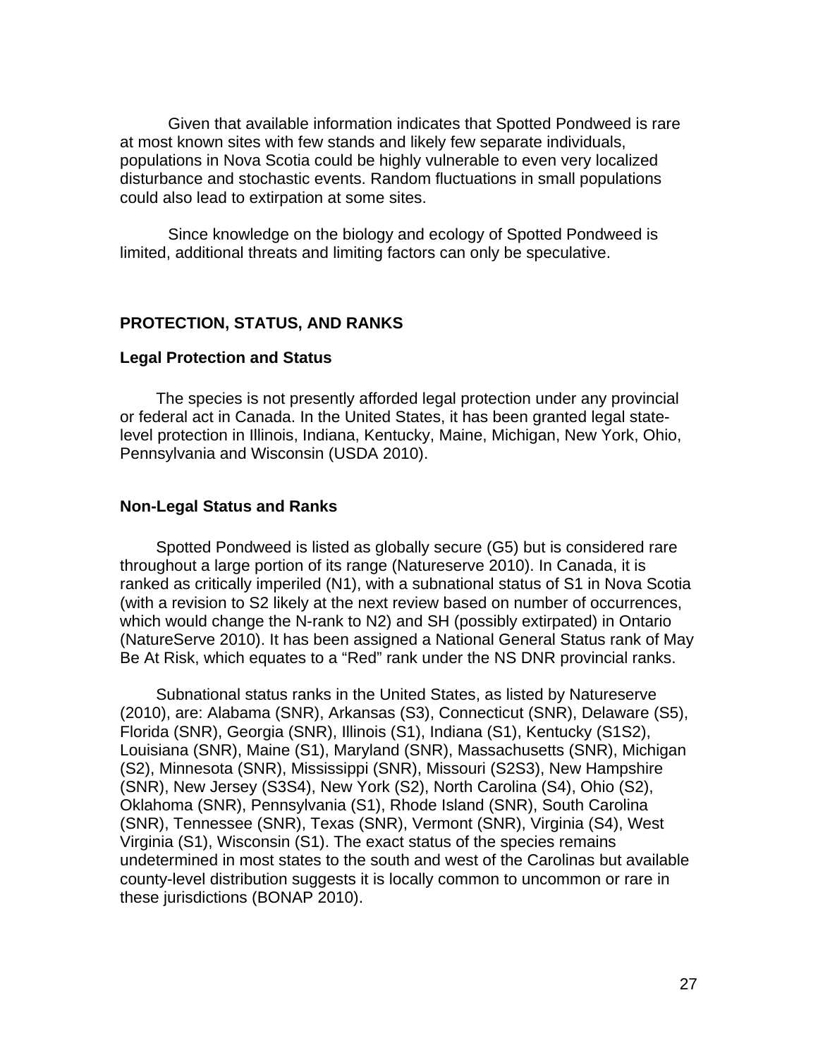Given that available information indicates that Spotted Pondweed is rare at most known sites with few stands and likely few separate individuals, populations in Nova Scotia could be highly vulnerable to even very localized disturbance and stochastic events. Random fluctuations in small populations could also lead to extirpation at some sites.

Since knowledge on the biology and ecology of Spotted Pondweed is limited, additional threats and limiting factors can only be speculative.

## PROTECTION, STATUS, AND RANKS

### Legal Protection and Status

The species is not presently afforded legal protection under any provincial or federal act in Canada. In the United States, it has been granted legal state-level protection in Illinois, Indiana, Kentucky, Maine, Michigan, New York, Ohio, Pennsylvania and Wisconsin (USDA 2010).

### Non-Legal Status and Ranks

Spotted Pondweed is listed as globally secure (G5) but is considered rare throughout a large portion of its range (Natureserve 2010). In Canada, it is ranked as critically imperiled (N1), with a subnational status of S1 in Nova Scotia (with a revision to S2 likely at the next review based on number of occurrences, which would change the N-rank to N2) and SH (possibly extirpated) in Ontario (NatureServe 2010). It has been assigned a National General Status rank of May Be At Risk, which equates to a “Red” rank under the NS DNR provincial ranks.

Subnational status ranks in the United States, as listed by Natureserve (2010), are: Alabama (SNR), Arkansas (S3), Connecticut (SNR), Delaware (S5), Florida (SNR), Georgia (SNR), Illinois (S1), Indiana (S1), Kentucky (S1S2), Louisiana (SNR), Maine (S1), Maryland (SNR), Massachusetts (SNR), Michigan (S2), Minnesota (SNR), Mississippi (SNR), Missouri (S2S3), New Hampshire (SNR), New Jersey (S3S4), New York (S2), North Carolina (S4), Ohio (S2), Oklahoma (SNR), Pennsylvania (S1), Rhode Island (SNR), South Carolina (SNR), Tennessee (SNR), Texas (SNR), Vermont (SNR), Virginia (S4), West Virginia (S1), Wisconsin (S1). The exact status of the species remains undetermined in most states to the south and west of the Carolinas but available county-level distribution suggests it is locally common to uncommon or rare in these jurisdictions (BONAP 2010).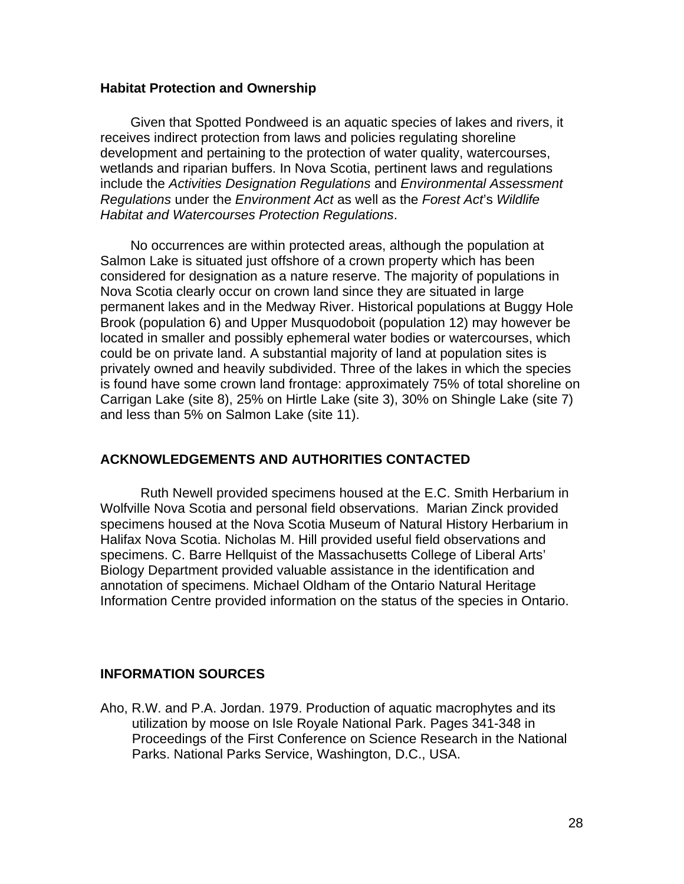### Habitat Protection and Ownership

Given that Spotted Pondweed is an aquatic species of lakes and rivers, it receives indirect protection from laws and policies regulating shoreline development and pertaining to the protection of water quality, watercourses, wetlands and riparian buffers. In Nova Scotia, pertinent laws and regulations include the *Activities Designation Regulations* and *Environmental Assessment Regulations* under the *Environment Act* as well as the *Forest Act*'s *Wildlife Habitat and Watercourses Protection Regulations*.

No occurrences are within protected areas, although the population at Salmon Lake is situated just offshore of a crown property which has been considered for designation as a nature reserve. The majority of populations in Nova Scotia clearly occur on crown land since they are situated in large permanent lakes and in the Medway River. Historical populations at Buggy Hole Brook (population 6) and Upper Musquodoboit (population 12) may however be located in smaller and possibly ephemeral water bodies or watercourses, which could be on private land. A substantial majority of land at population sites is privately owned and heavily subdivided. Three of the lakes in which the species is found have some crown land frontage: approximately 75% of total shoreline on Carrigan Lake (site 8), 25% on Hirtle Lake (site 3), 30% on Shingle Lake (site 7) and less than 5% on Salmon Lake (site 11).

## ACKNOWLEDGEMENTS AND AUTHORITIES CONTACTED

Ruth Newell provided specimens housed at the E.C. Smith Herbarium in Wolfville Nova Scotia and personal field observations. Marian Zinck provided specimens housed at the Nova Scotia Museum of Natural History Herbarium in Halifax Nova Scotia. Nicholas M. Hill provided useful field observations and specimens. C. Barre Hellquist of the Massachusetts College of Liberal Arts' Biology Department provided valuable assistance in the identification and annotation of specimens. Michael Oldham of the Ontario Natural Heritage Information Centre provided information on the status of the species in Ontario.

## INFORMATION SOURCES

Aho, R.W. and P.A. Jordan. 1979. Production of aquatic macrophytes and its utilization by moose on Isle Royale National Park. Pages 341-348 in Proceedings of the First Conference on Science Research in the National Parks. National Parks Service, Washington, D.C., USA.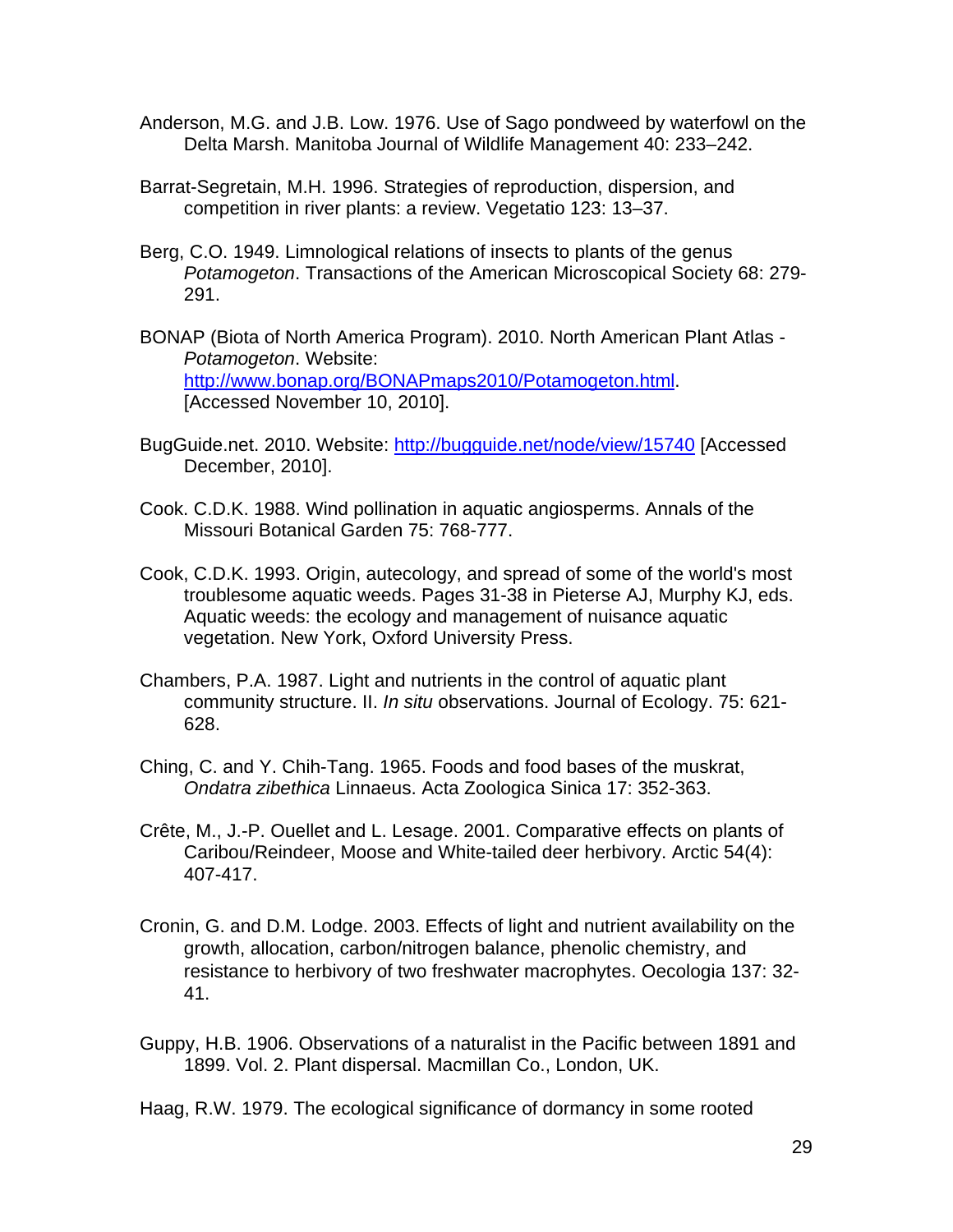Anderson, M.G. and J.B. Low. 1976. Use of Sago pondweed by waterfowl on the Delta Marsh. Manitoba Journal of Wildlife Management 40: 233–242.

Barrat-Segretain, M.H. 1996. Strategies of reproduction, dispersion, and competition in river plants: a review. Vegetatio 123: 13–37.

Berg, C.O. 1949. Limnological relations of insects to plants of the genus *Potamogeton*. Transactions of the American Microscopical Society 68: 279-291.

BONAP (Biota of North America Program). 2010. North American Plant Atlas - *Potamogeton*. Website: http://www.bonap.org/BONAPmaps2010/Potamogeton.html. [Accessed November 10, 2010].

BugGuide.net. 2010. Website: http://bugguide.net/node/view/15740 [Accessed December, 2010].

Cook. C.D.K. 1988. Wind pollination in aquatic angiosperms. Annals of the Missouri Botanical Garden 75: 768-777.

Cook, C.D.K. 1993. Origin, autecology, and spread of some of the world's most troublesome aquatic weeds. Pages 31-38 in Pieterse AJ, Murphy KJ, eds. Aquatic weeds: the ecology and management of nuisance aquatic vegetation. New York, Oxford University Press.

Chambers, P.A. 1987. Light and nutrients in the control of aquatic plant community structure. II. *In situ* observations. Journal of Ecology. 75: 621-628.

Ching, C. and Y. Chih-Tang. 1965. Foods and food bases of the muskrat, *Ondatra zibethica* Linnaeus. Acta Zoologica Sinica 17: 352-363.

Crête, M., J.-P. Ouellet and L. Lesage. 2001. Comparative effects on plants of Caribou/Reindeer, Moose and White-tailed deer herbivory. Arctic 54(4): 407-417.

Cronin, G. and D.M. Lodge. 2003. Effects of light and nutrient availability on the growth, allocation, carbon/nitrogen balance, phenolic chemistry, and resistance to herbivory of two freshwater macrophytes. Oecologia 137: 32-41.

Guppy, H.B. 1906. Observations of a naturalist in the Pacific between 1891 and 1899. Vol. 2. Plant dispersal. Macmillan Co., London, UK.

Haag, R.W. 1979. The ecological significance of dormancy in some rooted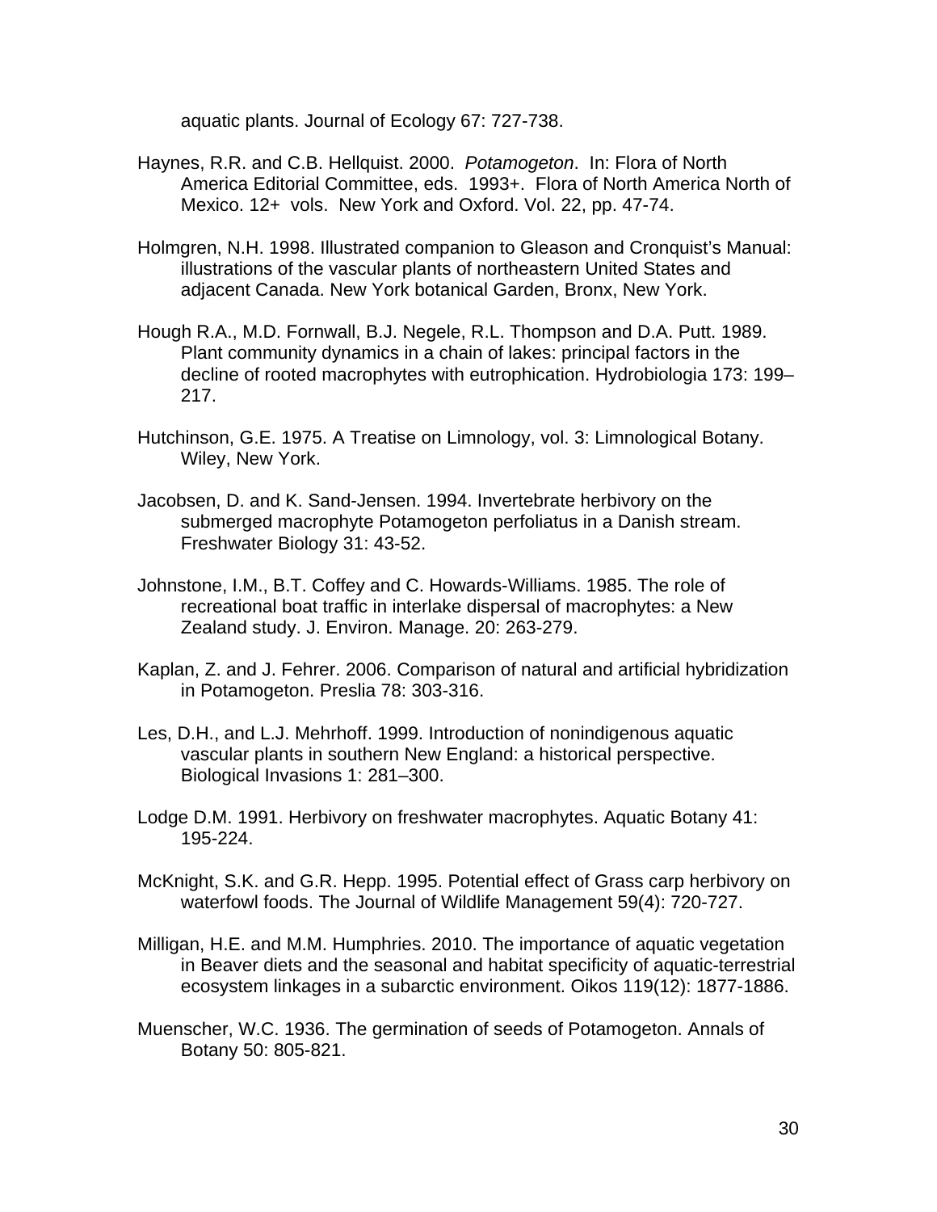aquatic plants. Journal of Ecology 67: 727-738.

Haynes, R.R. and C.B. Hellquist. 2000. *Potamogeton*. In: Flora of North America Editorial Committee, eds. 1993+. Flora of North America North of Mexico. 12+ vols. New York and Oxford. Vol. 22, pp. 47-74.

Holmgren, N.H. 1998. Illustrated companion to Gleason and Cronquist's Manual: illustrations of the vascular plants of northeastern United States and adjacent Canada. New York botanical Garden, Bronx, New York.

Hough R.A., M.D. Fornwall, B.J. Negele, R.L. Thompson and D.A. Putt. 1989. Plant community dynamics in a chain of lakes: principal factors in the decline of rooted macrophytes with eutrophication. Hydrobiologia 173: 199–217.

Hutchinson, G.E. 1975. A Treatise on Limnology, vol. 3: Limnological Botany. Wiley, New York.

Jacobsen, D. and K. Sand-Jensen. 1994. Invertebrate herbivory on the submerged macrophyte Potamogeton perfoliatus in a Danish stream. Freshwater Biology 31: 43-52.

Johnstone, I.M., B.T. Coffey and C. Howards-Williams. 1985. The role of recreational boat traffic in interlake dispersal of macrophytes: a New Zealand study. J. Environ. Manage. 20: 263-279.

Kaplan, Z. and J. Fehrer. 2006. Comparison of natural and artificial hybridization in Potamogeton. Preslia 78: 303-316.

Les, D.H., and L.J. Mehrhoff. 1999. Introduction of nonindigenous aquatic vascular plants in southern New England: a historical perspective. Biological Invasions 1: 281–300.

Lodge D.M. 1991. Herbivory on freshwater macrophytes. Aquatic Botany 41: 195-224.

McKnight, S.K. and G.R. Hepp. 1995. Potential effect of Grass carp herbivory on waterfowl foods. The Journal of Wildlife Management 59(4): 720-727.

Milligan, H.E. and M.M. Humphries. 2010. The importance of aquatic vegetation in Beaver diets and the seasonal and habitat specificity of aquatic-terrestrial ecosystem linkages in a subarctic environment. Oikos 119(12): 1877-1886.

Muenscher, W.C. 1936. The germination of seeds of Potamogeton. Annals of Botany 50: 805-821.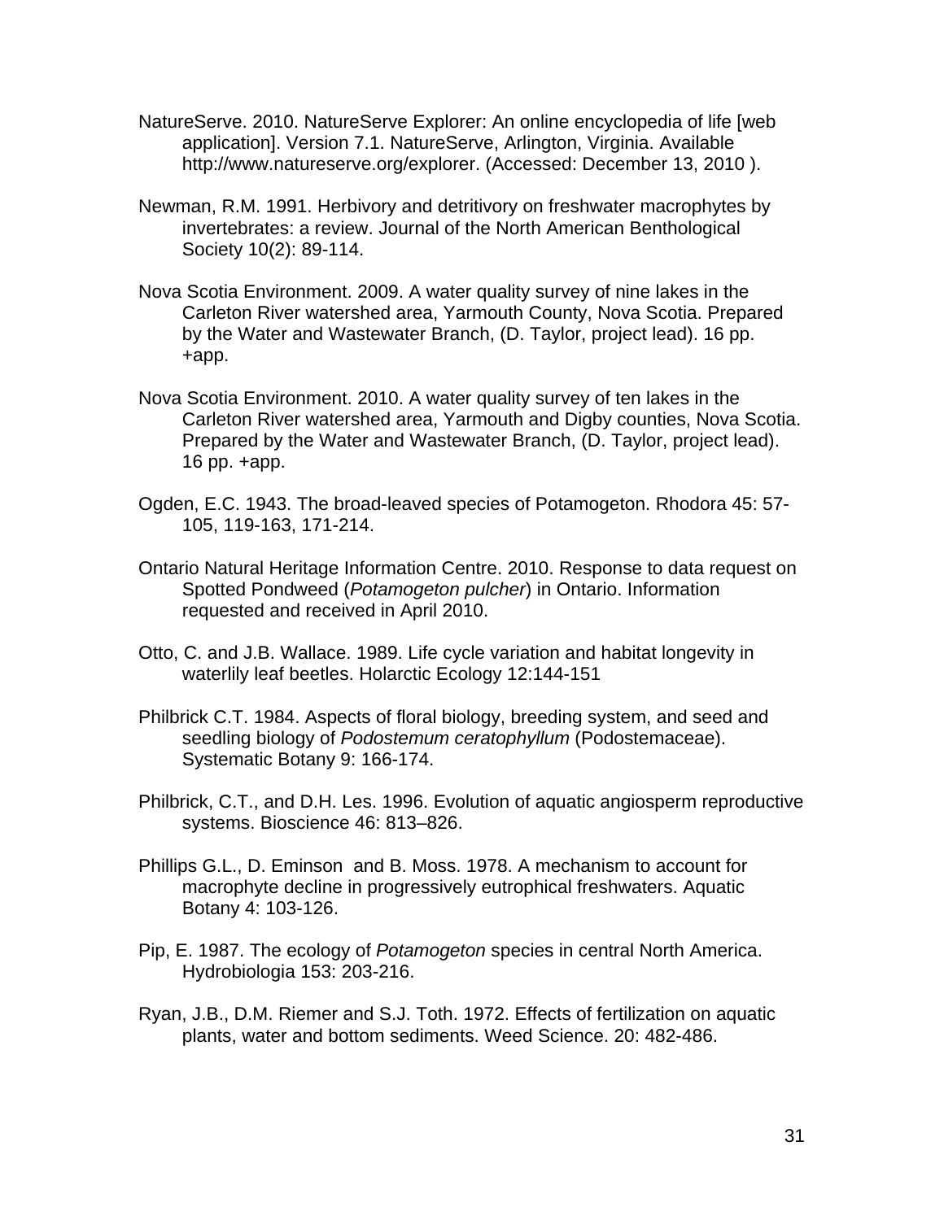NatureServe. 2010. NatureServe Explorer: An online encyclopedia of life [web application]. Version 7.1. NatureServe, Arlington, Virginia. Available http://www.natureserve.org/explorer. (Accessed: December 13, 2010 ).

Newman, R.M. 1991. Herbivory and detritivory on freshwater macrophytes by invertebrates: a review. Journal of the North American Benthological Society 10(2): 89-114.

Nova Scotia Environment. 2009. A water quality survey of nine lakes in the Carleton River watershed area, Yarmouth County, Nova Scotia. Prepared by the Water and Wastewater Branch, (D. Taylor, project lead). 16 pp. +app.

Nova Scotia Environment. 2010. A water quality survey of ten lakes in the Carleton River watershed area, Yarmouth and Digby counties, Nova Scotia. Prepared by the Water and Wastewater Branch, (D. Taylor, project lead). 16 pp. +app.

Ogden, E.C. 1943. The broad-leaved species of Potamogeton. Rhodora 45: 57-105, 119-163, 171-214.

Ontario Natural Heritage Information Centre. 2010. Response to data request on Spotted Pondweed (*Potamogeton pulcher*) in Ontario. Information requested and received in April 2010.

Otto, C. and J.B. Wallace. 1989. Life cycle variation and habitat longevity in waterlily leaf beetles. Holarctic Ecology 12:144-151

Philbrick C.T. 1984. Aspects of floral biology, breeding system, and seed and seedling biology of *Podostemum ceratophyllum* (Podostemaceae). Systematic Botany 9: 166-174.

Philbrick, C.T., and D.H. Les. 1996. Evolution of aquatic angiosperm reproductive systems. Bioscience 46: 813–826.

Phillips G.L., D. Eminson and B. Moss. 1978. A mechanism to account for macrophyte decline in progressively eutrophical freshwaters. Aquatic Botany 4: 103-126.

Pip, E. 1987. The ecology of *Potamogeton* species in central North America. Hydrobiologia 153: 203-216.

Ryan, J.B., D.M. Riemer and S.J. Toth. 1972. Effects of fertilization on aquatic plants, water and bottom sediments. Weed Science. 20: 482-486.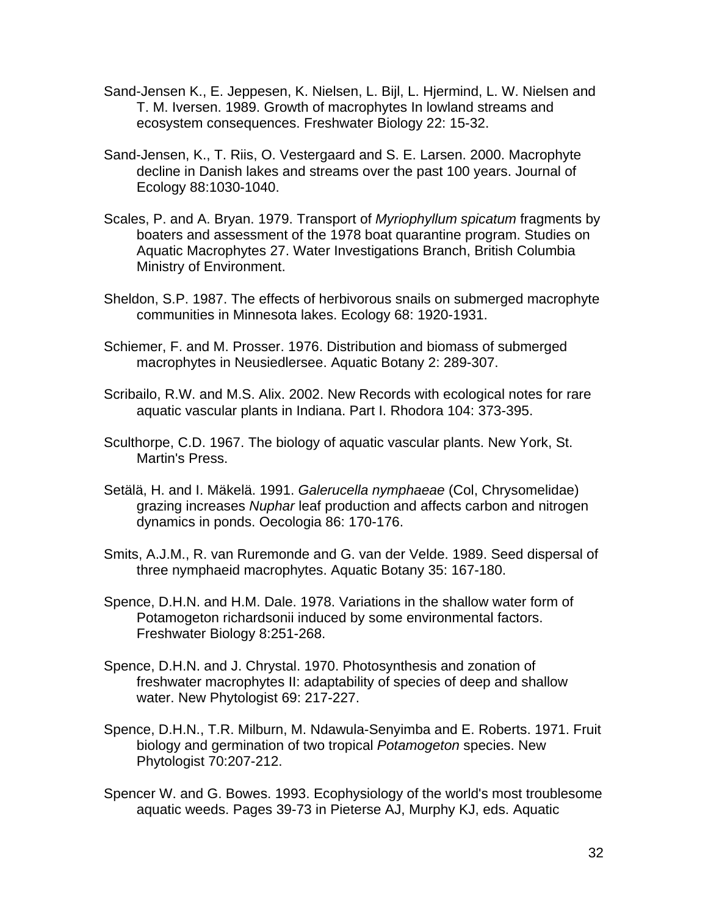Sand-Jensen K., E. Jeppesen, K. Nielsen, L. Bijl, L. Hjermind, L. W. Nielsen and T. M. Iversen. 1989. Growth of macrophytes In lowland streams and ecosystem consequences. Freshwater Biology 22: 15-32.

Sand-Jensen, K., T. Riis, O. Vestergaard and S. E. Larsen. 2000. Macrophyte decline in Danish lakes and streams over the past 100 years. Journal of Ecology 88:1030-1040.

Scales, P. and A. Bryan. 1979. Transport of *Myriophyllum spicatum* fragments by boaters and assessment of the 1978 boat quarantine program. Studies on Aquatic Macrophytes 27. Water Investigations Branch, British Columbia Ministry of Environment.

Sheldon, S.P. 1987. The effects of herbivorous snails on submerged macrophyte communities in Minnesota lakes. Ecology 68: 1920-1931.

Schiemer, F. and M. Prosser. 1976. Distribution and biomass of submerged macrophytes in Neusiedlersee. Aquatic Botany 2: 289-307.

Scribailo, R.W. and M.S. Alix. 2002. New Records with ecological notes for rare aquatic vascular plants in Indiana. Part I. Rhodora 104: 373-395.

Sculthorpe, C.D. 1967. The biology of aquatic vascular plants. New York, St. Martin's Press.

Setälä, H. and I. Mäkelä. 1991. *Galerucella nymphaeae* (Col, Chrysomelidae) grazing increases *Nuphar* leaf production and affects carbon and nitrogen dynamics in ponds. Oecologia 86: 170-176.

Smits, A.J.M., R. van Ruremonde and G. van der Velde. 1989. Seed dispersal of three nymphaeid macrophytes. Aquatic Botany 35: 167-180.

Spence, D.H.N. and H.M. Dale. 1978. Variations in the shallow water form of Potamogeton richardsonii induced by some environmental factors. Freshwater Biology 8:251-268.

Spence, D.H.N. and J. Chrystal. 1970. Photosynthesis and zonation of freshwater macrophytes II: adaptability of species of deep and shallow water. New Phytologist 69: 217-227.

Spence, D.H.N., T.R. Milburn, M. Ndawula-Senyimba and E. Roberts. 1971. Fruit biology and germination of two tropical *Potamogeton* species. New Phytologist 70:207-212.

Spencer W. and G. Bowes. 1993. Ecophysiology of the world's most troublesome aquatic weeds. Pages 39-73 in Pieterse AJ, Murphy KJ, eds. Aquatic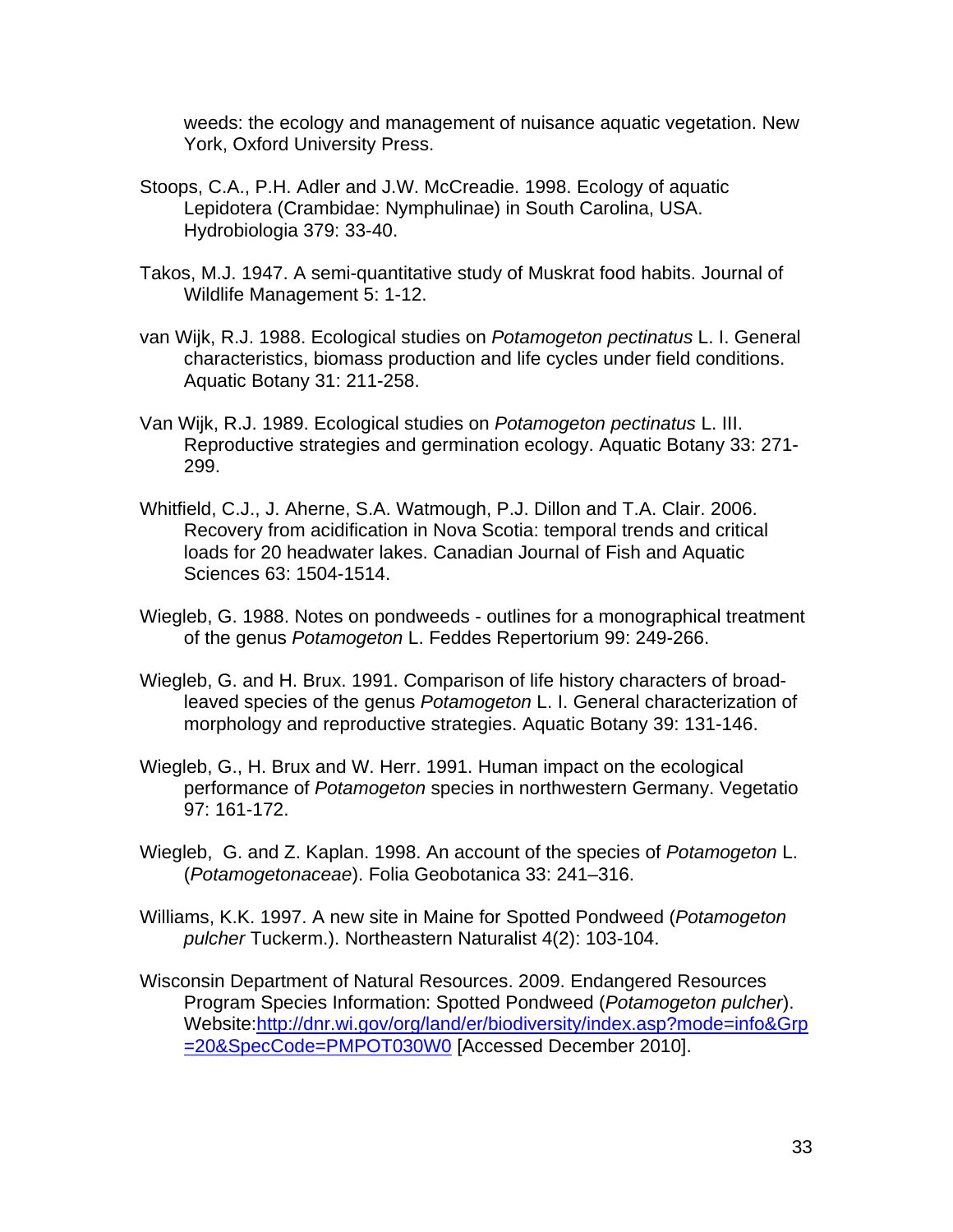weeds: the ecology and management of nuisance aquatic vegetation. New York, Oxford University Press.

Stoops, C.A., P.H. Adler and J.W. McCreadie. 1998. Ecology of aquatic Lepidotera (Crambidae: Nymphulinae) in South Carolina, USA. Hydrobiologia 379: 33-40.

Takos, M.J. 1947. A semi-quantitative study of Muskrat food habits. Journal of Wildlife Management 5: 1-12.

van Wijk, R.J. 1988. Ecological studies on *Potamogeton pectinatus* L. I. General characteristics, biomass production and life cycles under field conditions. Aquatic Botany 31: 211-258.

Van Wijk, R.J. 1989. Ecological studies on *Potamogeton pectinatus* L. III. Reproductive strategies and germination ecology. Aquatic Botany 33: 271-299.

Whitfield, C.J., J. Aherne, S.A. Watmough, P.J. Dillon and T.A. Clair. 2006. Recovery from acidification in Nova Scotia: temporal trends and critical loads for 20 headwater lakes. Canadian Journal of Fish and Aquatic Sciences 63: 1504-1514.

Wiegleb, G. 1988. Notes on pondweeds - outlines for a monographical treatment of the genus *Potamogeton* L. Feddes Repertorium 99: 249-266.

Wiegleb, G. and H. Brux. 1991. Comparison of life history characters of broad-leaved species of the genus *Potamogeton* L. I. General characterization of morphology and reproductive strategies. Aquatic Botany 39: 131-146.

Wiegleb, G., H. Brux and W. Herr. 1991. Human impact on the ecological performance of *Potamogeton* species in northwestern Germany. Vegetatio 97: 161-172.

Wiegleb, G. and Z. Kaplan. 1998. An account of the species of *Potamogeton* L. (*Potamogetonaceae*). Folia Geobotanica 33: 241–316.

Williams, K.K. 1997. A new site in Maine for Spotted Pondweed (*Potamogeton pulcher* Tuckerm.). Northeastern Naturalist 4(2): 103-104.

Wisconsin Department of Natural Resources. 2009. Endangered Resources Program Species Information: Spotted Pondweed (*Potamogeton pulcher*). Website:http://dnr.wi.gov/org/land/er/biodiversity/index.asp?mode=info&Grp=20&SpecCode=PMPOT030W0 [Accessed December 2010].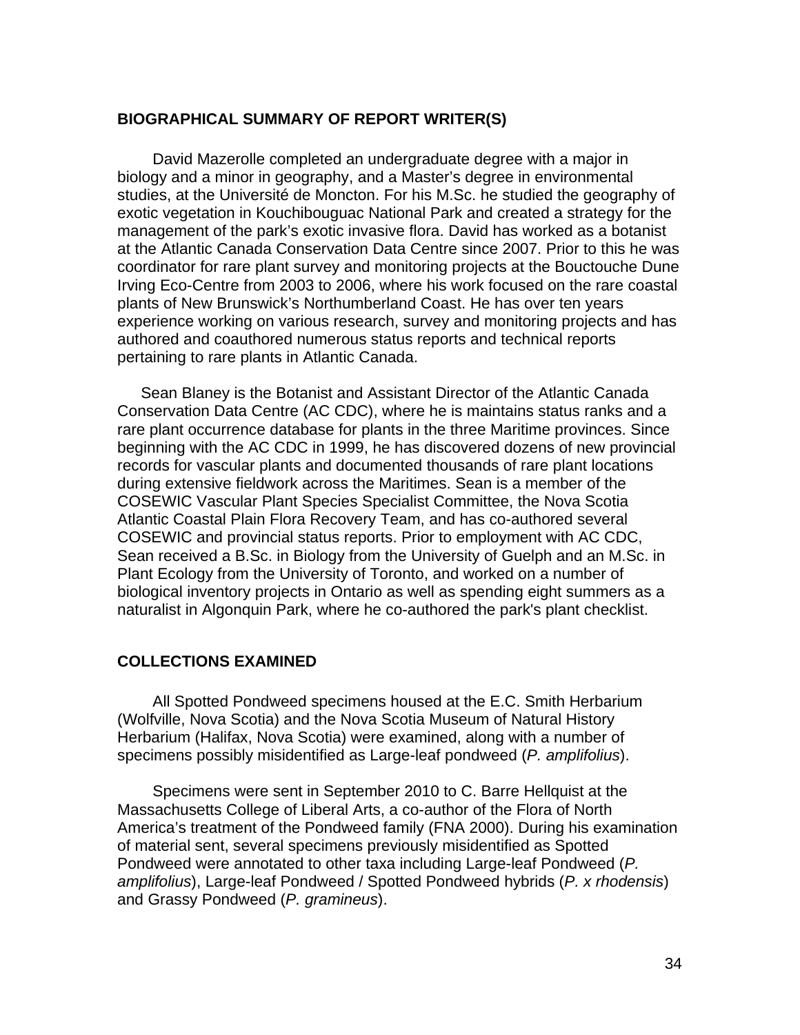## BIOGRAPHICAL SUMMARY OF REPORT WRITER(S)

David Mazerolle completed an undergraduate degree with a major in biology and a minor in geography, and a Master's degree in environmental studies, at the Université de Moncton. For his M.Sc. he studied the geography of exotic vegetation in Kouchibouguac National Park and created a strategy for the management of the park's exotic invasive flora. David has worked as a botanist at the Atlantic Canada Conservation Data Centre since 2007. Prior to this he was coordinator for rare plant survey and monitoring projects at the Bouctouche Dune Irving Eco-Centre from 2003 to 2006, where his work focused on the rare coastal plants of New Brunswick's Northumberland Coast. He has over ten years experience working on various research, survey and monitoring projects and has authored and coauthored numerous status reports and technical reports pertaining to rare plants in Atlantic Canada.

Sean Blaney is the Botanist and Assistant Director of the Atlantic Canada Conservation Data Centre (AC CDC), where he is maintains status ranks and a rare plant occurrence database for plants in the three Maritime provinces. Since beginning with the AC CDC in 1999, he has discovered dozens of new provincial records for vascular plants and documented thousands of rare plant locations during extensive fieldwork across the Maritimes. Sean is a member of the COSEWIC Vascular Plant Species Specialist Committee, the Nova Scotia Atlantic Coastal Plain Flora Recovery Team, and has co-authored several COSEWIC and provincial status reports. Prior to employment with AC CDC, Sean received a B.Sc. in Biology from the University of Guelph and an M.Sc. in Plant Ecology from the University of Toronto, and worked on a number of biological inventory projects in Ontario as well as spending eight summers as a naturalist in Algonquin Park, where he co-authored the park's plant checklist.

## COLLECTIONS EXAMINED

All Spotted Pondweed specimens housed at the E.C. Smith Herbarium (Wolfville, Nova Scotia) and the Nova Scotia Museum of Natural History Herbarium (Halifax, Nova Scotia) were examined, along with a number of specimens possibly misidentified as Large-leaf pondweed (*P. amplifolius*).

Specimens were sent in September 2010 to C. Barre Hellquist at the Massachusetts College of Liberal Arts, a co-author of the Flora of North America's treatment of the Pondweed family (FNA 2000). During his examination of material sent, several specimens previously misidentified as Spotted Pondweed were annotated to other taxa including Large-leaf Pondweed (*P. amplifolius*), Large-leaf Pondweed / Spotted Pondweed hybrids (*P. x rhodensis*) and Grassy Pondweed (*P. gramineus*).